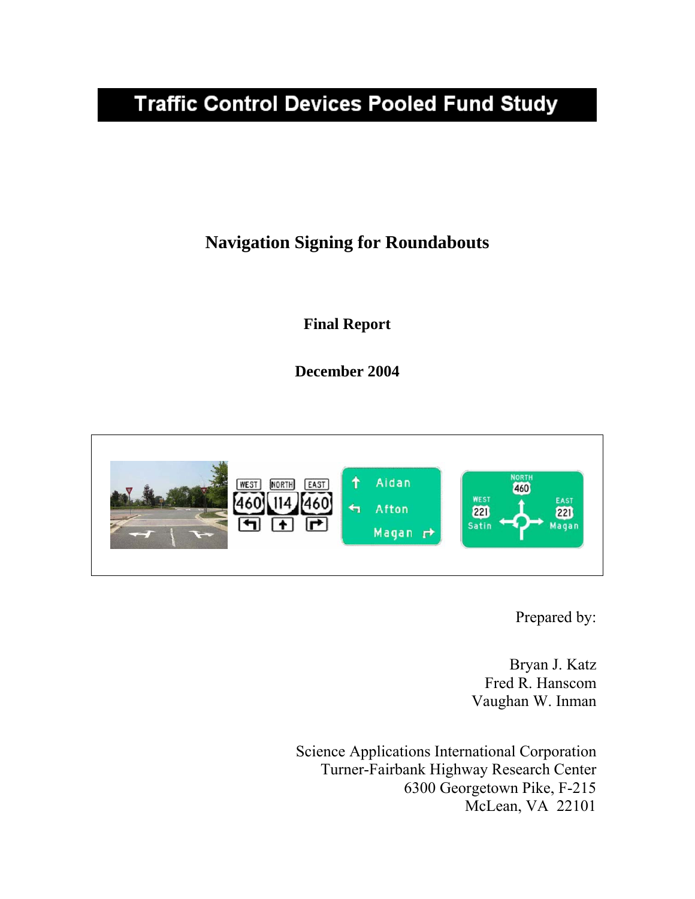# Traffic Control Devices Pooled Fund Study

## Navigation Signing for Roundabouts

**Final Report**

**December 2004**

Prepared by:

Bryan J. Katz
Fred R. Hanscom
Vaughan W. Inman

Science Applications International Corporation
Turner-Fairbank Highway Research Center
6300 Georgetown Pike, F-215
McLean, VA 22101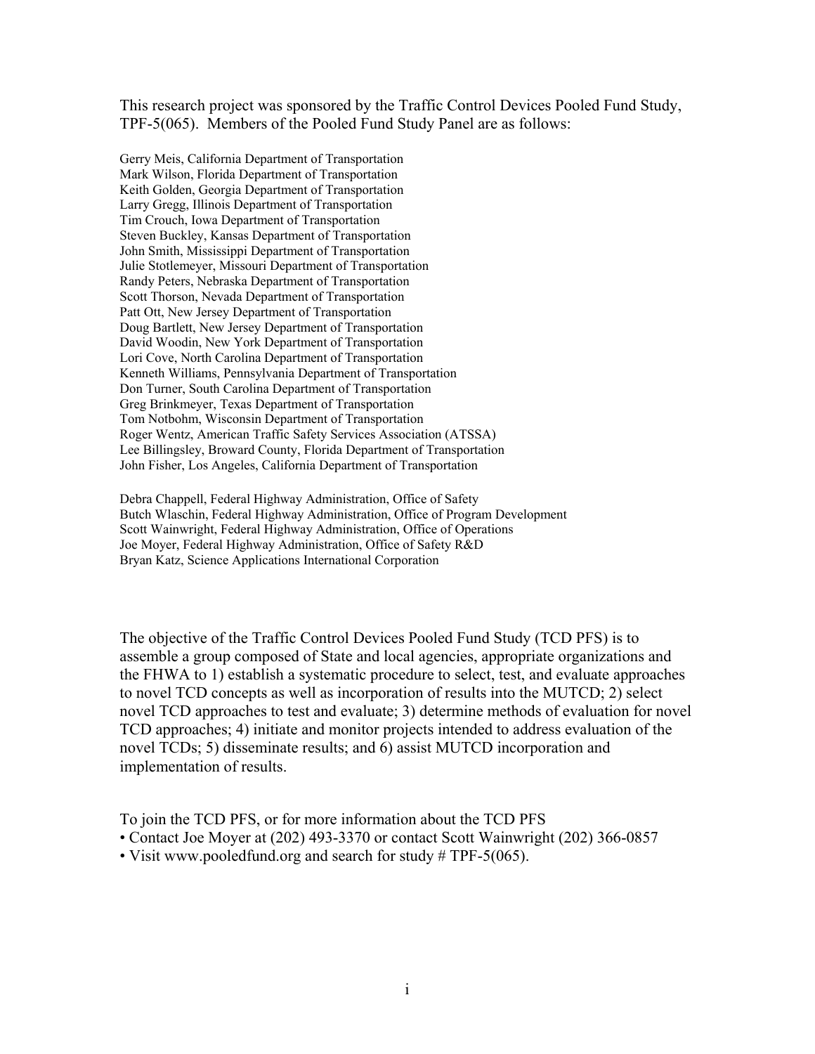This research project was sponsored by the Traffic Control Devices Pooled Fund Study, TPF-5(065). Members of the Pooled Fund Study Panel are as follows:

Gerry Meis, California Department of Transportation
Mark Wilson, Florida Department of Transportation
Keith Golden, Georgia Department of Transportation
Larry Gregg, Illinois Department of Transportation
Tim Crouch, Iowa Department of Transportation
Steven Buckley, Kansas Department of Transportation
John Smith, Mississippi Department of Transportation
Julie Stotlemeyer, Missouri Department of Transportation
Randy Peters, Nebraska Department of Transportation
Scott Thorson, Nevada Department of Transportation
Patt Ott, New Jersey Department of Transportation
Doug Bartlett, New Jersey Department of Transportation
David Woodin, New York Department of Transportation
Lori Cove, North Carolina Department of Transportation
Kenneth Williams, Pennsylvania Department of Transportation
Don Turner, South Carolina Department of Transportation
Greg Brinkmeyer, Texas Department of Transportation
Tom Notbohm, Wisconsin Department of Transportation
Roger Wentz, American Traffic Safety Services Association (ATSSA)
Lee Billingsley, Broward County, Florida Department of Transportation
John Fisher, Los Angeles, California Department of Transportation

Debra Chappell, Federal Highway Administration, Office of Safety
Butch Wlaschin, Federal Highway Administration, Office of Program Development
Scott Wainwright, Federal Highway Administration, Office of Operations
Joe Moyer, Federal Highway Administration, Office of Safety R&D
Bryan Katz, Science Applications International Corporation

The objective of the Traffic Control Devices Pooled Fund Study (TCD PFS) is to assemble a group composed of State and local agencies, appropriate organizations and the FHWA to 1) establish a systematic procedure to select, test, and evaluate approaches to novel TCD concepts as well as incorporation of results into the MUTCD; 2) select novel TCD approaches to test and evaluate; 3) determine methods of evaluation for novel TCD approaches; 4) initiate and monitor projects intended to address evaluation of the novel TCDs; 5) disseminate results; and 6) assist MUTCD incorporation and implementation of results.

To join the TCD PFS, or for more information about the TCD PFS

- Contact Joe Moyer at (202) 493-3370 or contact Scott Wainwright (202) 366-0857
- Visit www.pooledfund.org and search for study # TPF-5(065).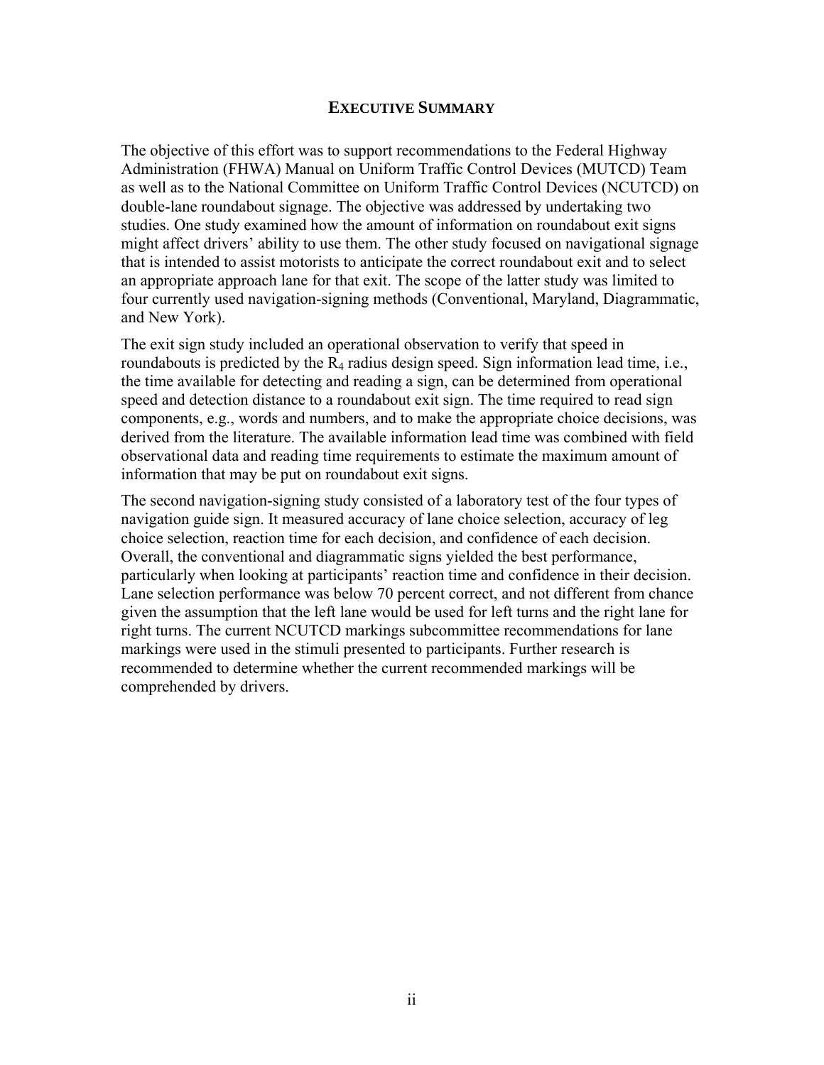## EXECUTIVE SUMMARY

The objective of this effort was to support recommendations to the Federal Highway Administration (FHWA) Manual on Uniform Traffic Control Devices (MUTCD) Team as well as to the National Committee on Uniform Traffic Control Devices (NCUTCD) on double-lane roundabout signage. The objective was addressed by undertaking two studies. One study examined how the amount of information on roundabout exit signs might affect drivers' ability to use them. The other study focused on navigational signage that is intended to assist motorists to anticipate the correct roundabout exit and to select an appropriate approach lane for that exit. The scope of the latter study was limited to four currently used navigation-signing methods (Conventional, Maryland, Diagrammatic, and New York).

The exit sign study included an operational observation to verify that speed in roundabouts is predicted by the $R_4$ radius design speed. Sign information lead time, i.e., the time available for detecting and reading a sign, can be determined from operational speed and detection distance to a roundabout exit sign. The time required to read sign components, e.g., words and numbers, and to make the appropriate choice decisions, was derived from the literature. The available information lead time was combined with field observational data and reading time requirements to estimate the maximum amount of information that may be put on roundabout exit signs.

The second navigation-signing study consisted of a laboratory test of the four types of navigation guide sign. It measured accuracy of lane choice selection, accuracy of leg choice selection, reaction time for each decision, and confidence of each decision. Overall, the conventional and diagrammatic signs yielded the best performance, particularly when looking at participants' reaction time and confidence in their decision. Lane selection performance was below 70 percent correct, and not different from chance given the assumption that the left lane would be used for left turns and the right lane for right turns. The current NCUTCD markings subcommittee recommendations for lane markings were used in the stimuli presented to participants. Further research is recommended to determine whether the current recommended markings will be comprehended by drivers.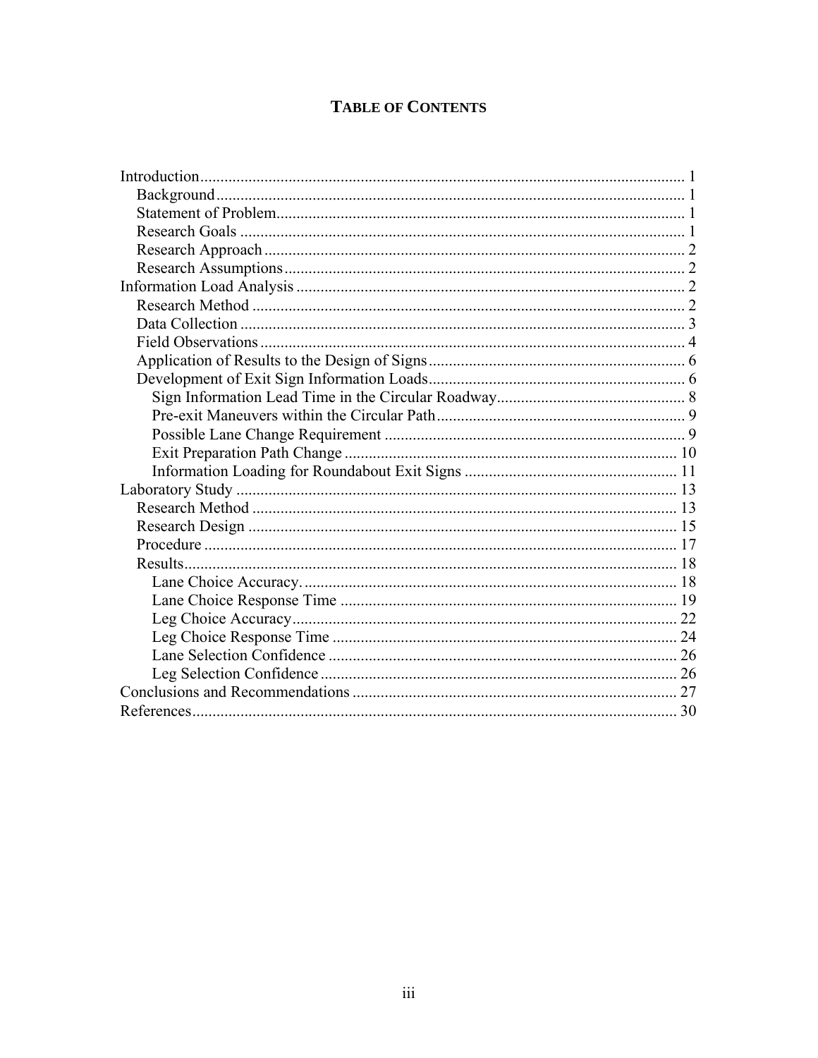# TABLE OF CONTENTS

- Introduction ... 1
  - Background ... 1
  - Statement of Problem ... 1
  - Research Goals ... 1
  - Research Approach ... 2
  - Research Assumptions ... 2
- Information Load Analysis ... 2
  - Research Method ... 2
  - Data Collection ... 3
  - Field Observations ... 4
  - Application of Results to the Design of Signs ... 6
  - Development of Exit Sign Information Loads ... 6
    - Sign Information Lead Time in the Circular Roadway ... 8
    - Pre-exit Maneuvers within the Circular Path ... 9
    - Possible Lane Change Requirement ... 9
    - Exit Preparation Path Change ... 10
    - Information Loading for Roundabout Exit Signs ... 11
- Laboratory Study ... 13
  - Research Method ... 13
  - Research Design ... 15
  - Procedure ... 17
  - Results ... 18
    - Lane Choice Accuracy. ... 18
    - Lane Choice Response Time ... 19
    - Leg Choice Accuracy ... 22
    - Leg Choice Response Time ... 24
    - Lane Selection Confidence ... 26
    - Leg Selection Confidence ... 26
- Conclusions and Recommendations ... 27
- References ... 30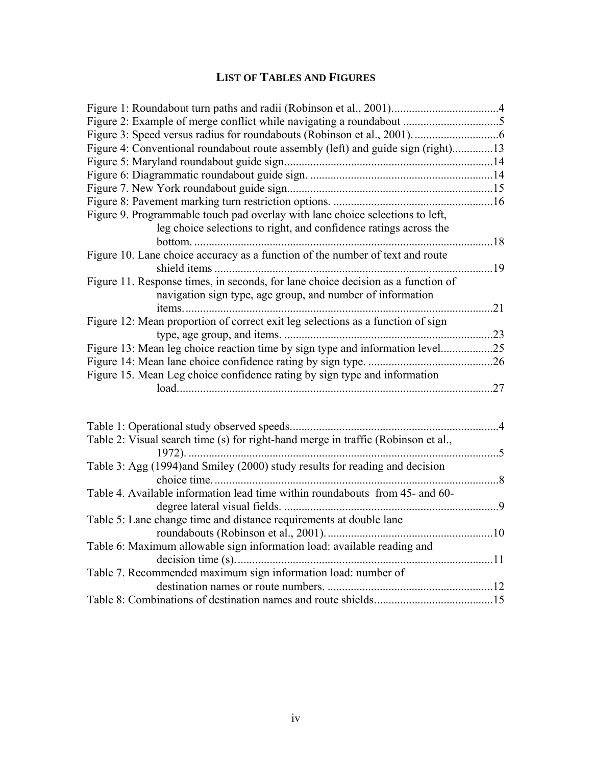# LIST OF TABLES AND FIGURES

Figure 1: Roundabout turn paths and radii (Robinson et al., 2001)....................................4
Figure 2: Example of merge conflict while navigating a roundabout ................................5
Figure 3: Speed versus radius for roundabouts (Robinson et al., 2001). ............................6
Figure 4: Conventional roundabout route assembly (left) and guide sign (right).............13
Figure 5: Maryland roundabout guide sign.......................................................................14
Figure 6: Diagrammatic roundabout guide sign. ..............................................................14
Figure 7. New York roundabout guide sign......................................................................15
Figure 8: Pavement marking turn restriction options. ......................................................16
Figure 9. Programmable touch pad overlay with lane choice selections to left, leg choice selections to right, and confidence ratings across the bottom. .......................................................................................................18
Figure 10. Lane choice accuracy as a function of the number of text and route shield items ................................................................................................19
Figure 11. Response times, in seconds, for lane choice decision as a function of navigation sign type, age group, and number of information items...........................................................................................................21
Figure 12: Mean proportion of correct exit leg selections as a function of sign type, age group, and items. ........................................................................23
Figure 13: Mean leg choice reaction time by sign type and information level.................25
Figure 14: Mean lane choice confidence rating by sign type. ..........................................26
Figure 15. Mean Leg choice confidence rating by sign type and information load...........................................................................................................27

Table 1: Operational study observed speeds.......................................................................4
Table 2: Visual search time (s) for right-hand merge in traffic (Robinson et al., 1972). ...........................................................................................................5
Table 3: Agg (1994)and Smiley (2000) study results for reading and decision choice time. .................................................................................................8
Table 4. Available information lead time within roundabouts from 45- and 60-degree lateral visual fields. .........................................................................9
Table 5: Lane change time and distance requirements at double lane roundabouts (Robinson et al., 2001). ........................................................10
Table 6: Maximum allowable sign information load: available reading and decision time (s). .......................................................................................11
Table 7. Recommended maximum sign information load: number of destination names or route numbers. .........................................................12
Table 8: Combinations of destination names and route shields.........................................15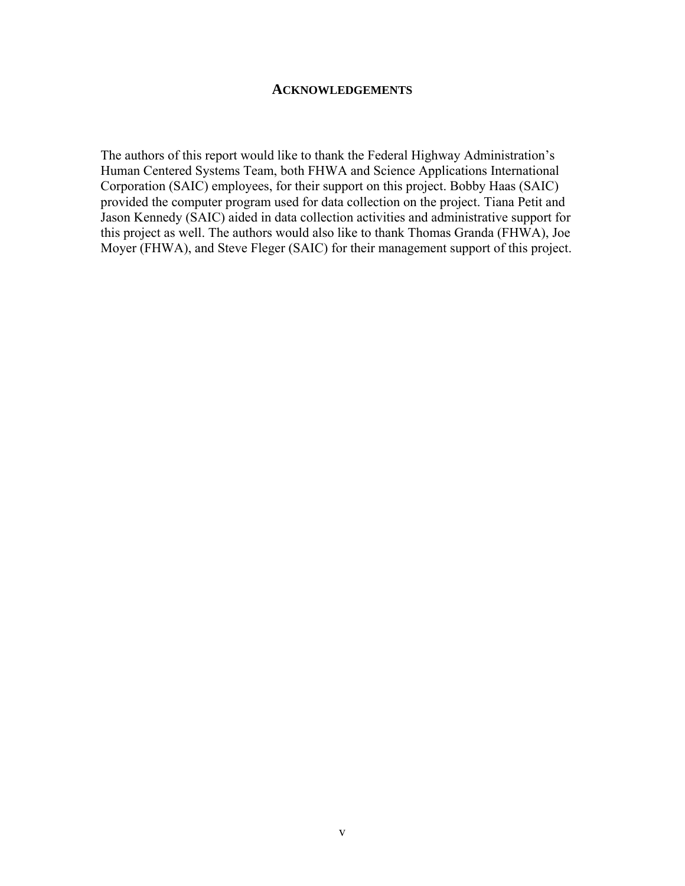## ACKNOWLEDGEMENTS

The authors of this report would like to thank the Federal Highway Administration's Human Centered Systems Team, both FHWA and Science Applications International Corporation (SAIC) employees, for their support on this project. Bobby Haas (SAIC) provided the computer program used for data collection on the project. Tiana Petit and Jason Kennedy (SAIC) aided in data collection activities and administrative support for this project as well. The authors would also like to thank Thomas Granda (FHWA), Joe Moyer (FHWA), and Steve Fleger (SAIC) for their management support of this project.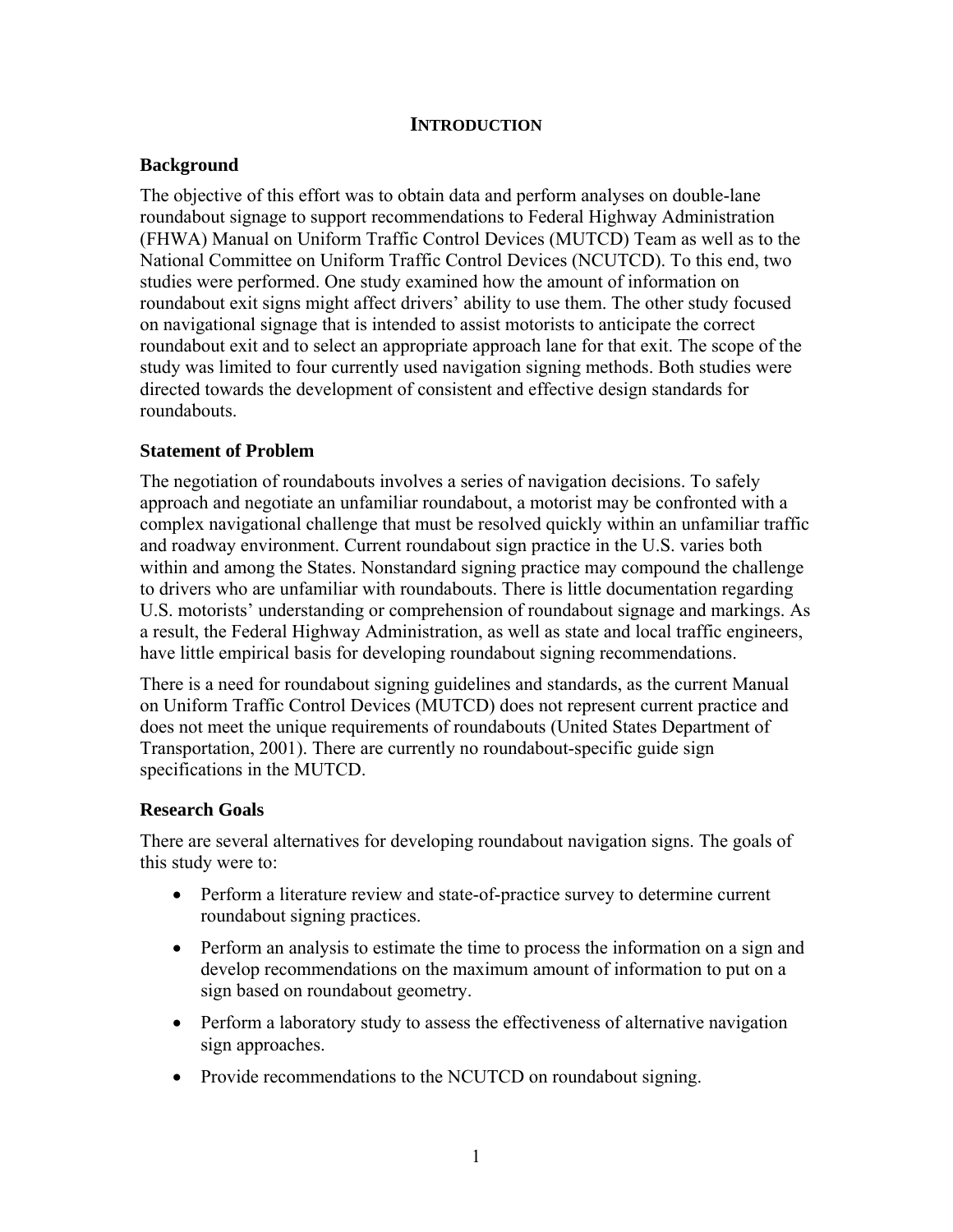# INTRODUCTION

## Background

The objective of this effort was to obtain data and perform analyses on double-lane roundabout signage to support recommendations to Federal Highway Administration (FHWA) Manual on Uniform Traffic Control Devices (MUTCD) Team as well as to the National Committee on Uniform Traffic Control Devices (NCUTCD). To this end, two studies were performed. One study examined how the amount of information on roundabout exit signs might affect drivers' ability to use them. The other study focused on navigational signage that is intended to assist motorists to anticipate the correct roundabout exit and to select an appropriate approach lane for that exit. The scope of the study was limited to four currently used navigation signing methods. Both studies were directed towards the development of consistent and effective design standards for roundabouts.

## Statement of Problem

The negotiation of roundabouts involves a series of navigation decisions. To safely approach and negotiate an unfamiliar roundabout, a motorist may be confronted with a complex navigational challenge that must be resolved quickly within an unfamiliar traffic and roadway environment. Current roundabout sign practice in the U.S. varies both within and among the States. Nonstandard signing practice may compound the challenge to drivers who are unfamiliar with roundabouts. There is little documentation regarding U.S. motorists' understanding or comprehension of roundabout signage and markings. As a result, the Federal Highway Administration, as well as state and local traffic engineers, have little empirical basis for developing roundabout signing recommendations.

There is a need for roundabout signing guidelines and standards, as the current Manual on Uniform Traffic Control Devices (MUTCD) does not represent current practice and does not meet the unique requirements of roundabouts (United States Department of Transportation, 2001). There are currently no roundabout-specific guide sign specifications in the MUTCD.

## Research Goals

There are several alternatives for developing roundabout navigation signs. The goals of this study were to:

- Perform a literature review and state-of-practice survey to determine current roundabout signing practices.
- Perform an analysis to estimate the time to process the information on a sign and develop recommendations on the maximum amount of information to put on a sign based on roundabout geometry.
- Perform a laboratory study to assess the effectiveness of alternative navigation sign approaches.
- Provide recommendations to the NCUTCD on roundabout signing.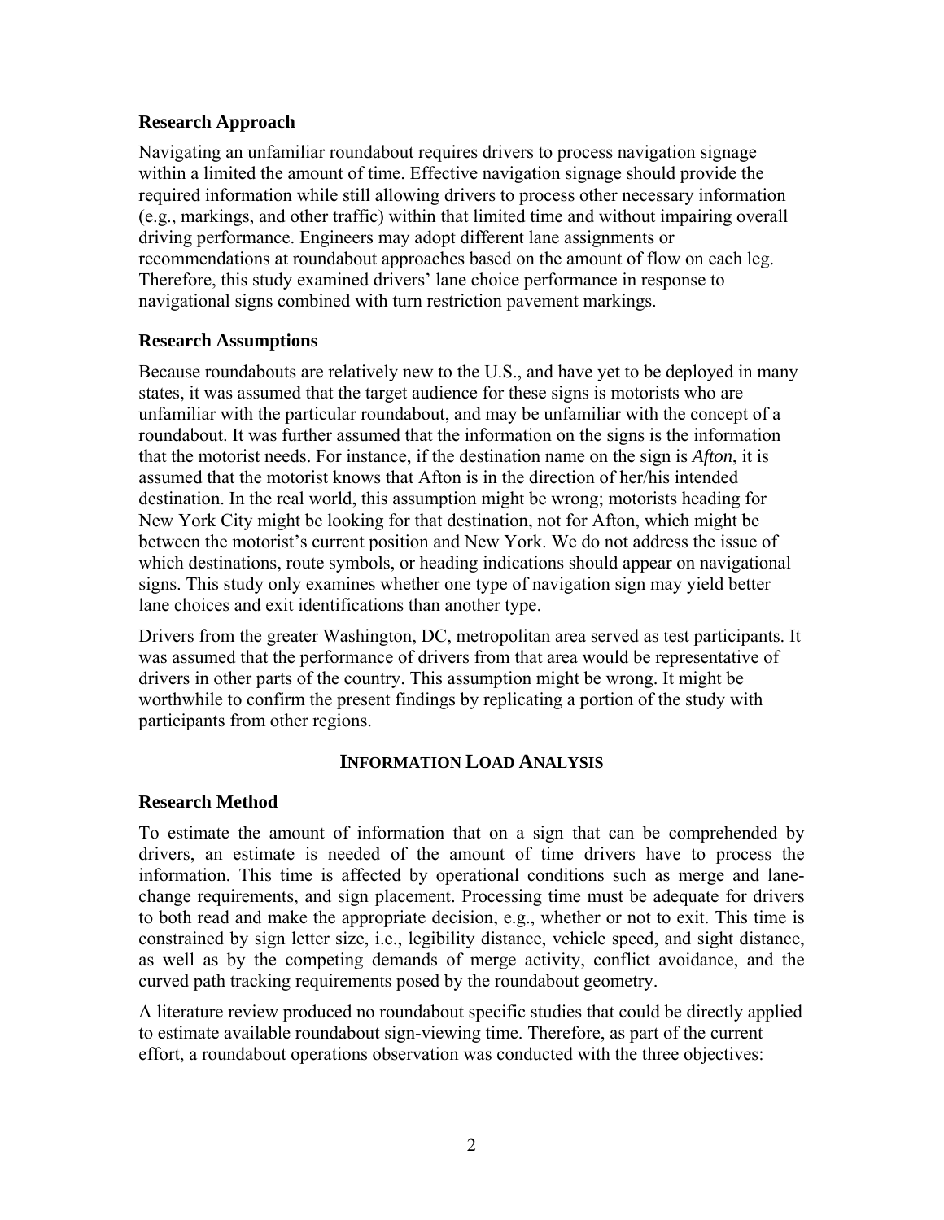### Research Approach

Navigating an unfamiliar roundabout requires drivers to process navigation signage within a limited the amount of time. Effective navigation signage should provide the required information while still allowing drivers to process other necessary information (e.g., markings, and other traffic) within that limited time and without impairing overall driving performance. Engineers may adopt different lane assignments or recommendations at roundabout approaches based on the amount of flow on each leg. Therefore, this study examined drivers' lane choice performance in response to navigational signs combined with turn restriction pavement markings.

### Research Assumptions

Because roundabouts are relatively new to the U.S., and have yet to be deployed in many states, it was assumed that the target audience for these signs is motorists who are unfamiliar with the particular roundabout, and may be unfamiliar with the concept of a roundabout. It was further assumed that the information on the signs is the information that the motorist needs. For instance, if the destination name on the sign is *Afton*, it is assumed that the motorist knows that Afton is in the direction of her/his intended destination. In the real world, this assumption might be wrong; motorists heading for New York City might be looking for that destination, not for Afton, which might be between the motorist's current position and New York. We do not address the issue of which destinations, route symbols, or heading indications should appear on navigational signs. This study only examines whether one type of navigation sign may yield better lane choices and exit identifications than another type.

Drivers from the greater Washington, DC, metropolitan area served as test participants. It was assumed that the performance of drivers from that area would be representative of drivers in other parts of the country. This assumption might be wrong. It might be worthwhile to confirm the present findings by replicating a portion of the study with participants from other regions.

## INFORMATION LOAD ANALYSIS

### Research Method

To estimate the amount of information that on a sign that can be comprehended by drivers, an estimate is needed of the amount of time drivers have to process the information. This time is affected by operational conditions such as merge and lane-change requirements, and sign placement. Processing time must be adequate for drivers to both read and make the appropriate decision, e.g., whether or not to exit. This time is constrained by sign letter size, i.e., legibility distance, vehicle speed, and sight distance, as well as by the competing demands of merge activity, conflict avoidance, and the curved path tracking requirements posed by the roundabout geometry.

A literature review produced no roundabout specific studies that could be directly applied to estimate available roundabout sign-viewing time. Therefore, as part of the current effort, a roundabout operations observation was conducted with the three objectives: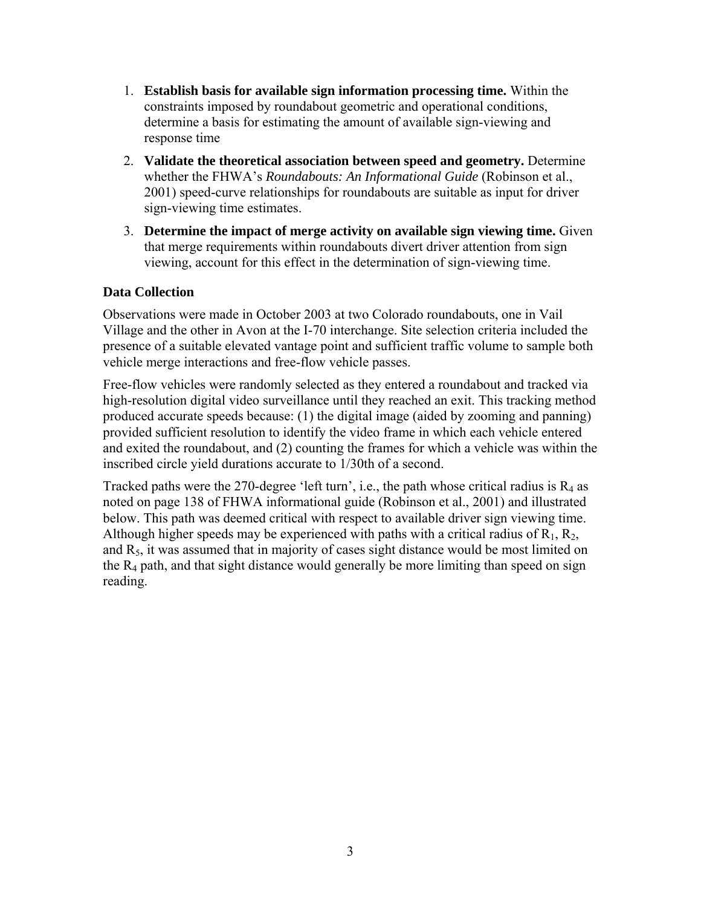1. **Establish basis for available sign information processing time.** Within the constraints imposed by roundabout geometric and operational conditions, determine a basis for estimating the amount of available sign-viewing and response time
2. **Validate the theoretical association between speed and geometry.** Determine whether the FHWA's *Roundabouts: An Informational Guide* (Robinson et al., 2001) speed-curve relationships for roundabouts are suitable as input for driver sign-viewing time estimates.
3. **Determine the impact of merge activity on available sign viewing time.** Given that merge requirements within roundabouts divert driver attention from sign viewing, account for this effect in the determination of sign-viewing time.

### Data Collection

Observations were made in October 2003 at two Colorado roundabouts, one in Vail Village and the other in Avon at the I-70 interchange. Site selection criteria included the presence of a suitable elevated vantage point and sufficient traffic volume to sample both vehicle merge interactions and free-flow vehicle passes.

Free-flow vehicles were randomly selected as they entered a roundabout and tracked via high-resolution digital video surveillance until they reached an exit. This tracking method produced accurate speeds because: (1) the digital image (aided by zooming and panning) provided sufficient resolution to identify the video frame in which each vehicle entered and exited the roundabout, and (2) counting the frames for which a vehicle was within the inscribed circle yield durations accurate to 1/30th of a second.

Tracked paths were the 270-degree 'left turn', i.e., the path whose critical radius is $R_4$ as noted on page 138 of FHWA informational guide (Robinson et al., 2001) and illustrated below. This path was deemed critical with respect to available driver sign viewing time. Although higher speeds may be experienced with paths with a critical radius of $R_1$, $R_2$, and $R_5$, it was assumed that in majority of cases sight distance would be most limited on the $R_4$ path, and that sight distance would generally be more limiting than speed on sign reading.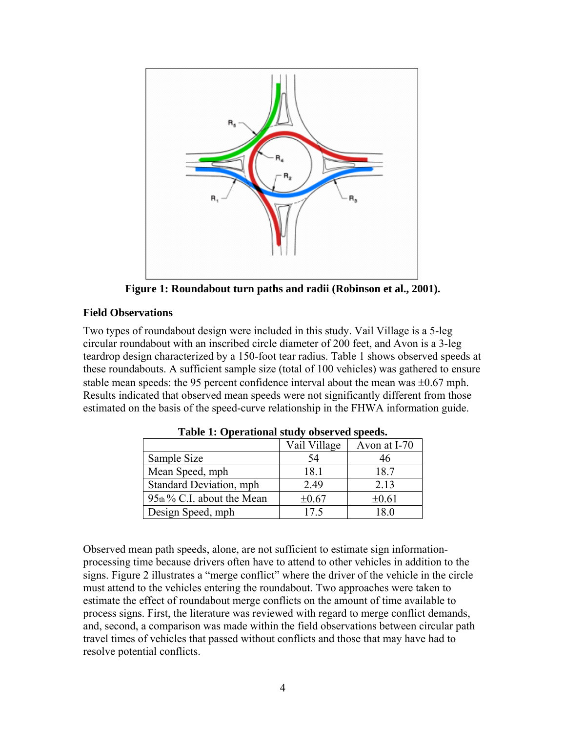R5

R4

R2

R1

R3

**Figure 1: Roundabout turn paths and radii (Robinson et al., 2001).**

### Field Observations

Two types of roundabout design were included in this study. Vail Village is a 5-leg circular roundabout with an inscribed circle diameter of 200 feet, and Avon is a 3-leg teardrop design characterized by a 150-foot tear radius. Table 1 shows observed speeds at these roundabouts. A sufficient sample size (total of 100 vehicles) was gathered to ensure stable mean speeds: the 95 percent confidence interval about the mean was ±0.67 mph. Results indicated that observed mean speeds were not significantly different from those estimated on the basis of the speed-curve relationship in the FHWA information guide.

**Table 1: Operational study observed speeds.**

| | Vail Village | Avon at I-70 |
|---|---|---|
| Sample Size | 54 | 46 |
| Mean Speed, mph | 18.1 | 18.7 |
| Standard Deviation, mph | 2.49 | 2.13 |
| $95_{th}$ % C.I. about the Mean | ±0.67 | ±0.61 |
| Design Speed, mph | 17.5 | 18.0 |

Observed mean path speeds, alone, are not sufficient to estimate sign information-processing time because drivers often have to attend to other vehicles in addition to the signs. Figure 2 illustrates a "merge conflict" where the driver of the vehicle in the circle must attend to the vehicles entering the roundabout. Two approaches were taken to estimate the effect of roundabout merge conflicts on the amount of time available to process signs. First, the literature was reviewed with regard to merge conflict demands, and, second, a comparison was made within the field observations between circular path travel times of vehicles that passed without conflicts and those that may have had to resolve potential conflicts.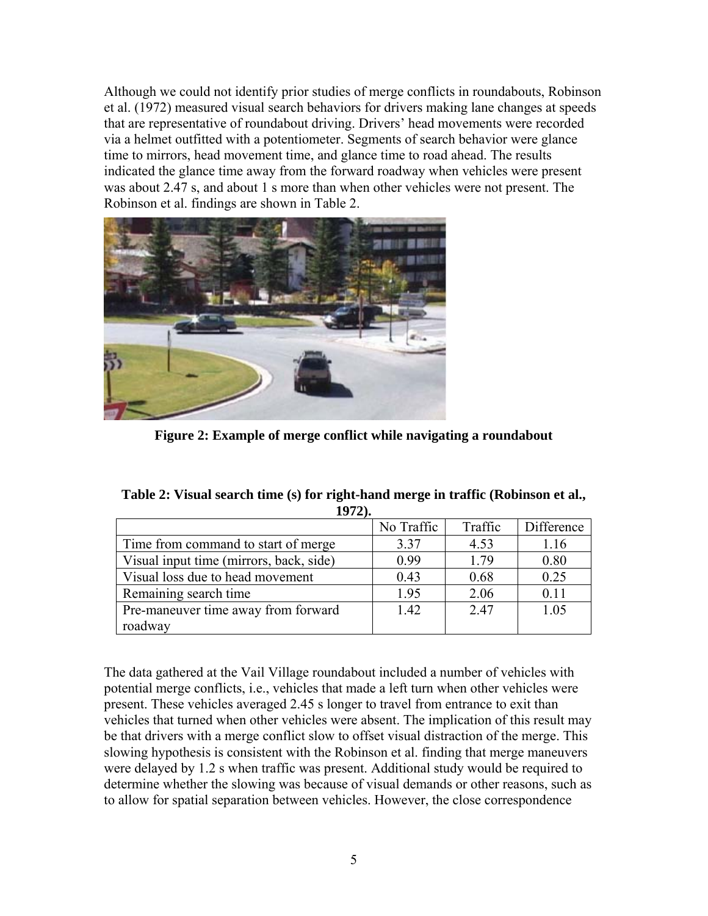Although we could not identify prior studies of merge conflicts in roundabouts, Robinson et al. (1972) measured visual search behaviors for drivers making lane changes at speeds that are representative of roundabout driving. Drivers' head movements were recorded via a helmet outfitted with a potentiometer. Segments of search behavior were glance time to mirrors, head movement time, and glance time to road ahead. The results indicated the glance time away from the forward roadway when vehicles were present was about 2.47 s, and about 1 s more than when other vehicles were not present. The Robinson et al. findings are shown in Table 2.

**Figure 2: Example of merge conflict while navigating a roundabout**

**Table 2: Visual search time (s) for right-hand merge in traffic (Robinson et al., 1972).**

| | No Traffic | Traffic | Difference |
|---|---|---|---|
| Time from command to start of merge | 3.37 | 4.53 | 1.16 |
| Visual input time (mirrors, back, side) | 0.99 | 1.79 | 0.80 |
| Visual loss due to head movement | 0.43 | 0.68 | 0.25 |
| Remaining search time | 1.95 | 2.06 | 0.11 |
| Pre-maneuver time away from forward roadway | 1.42 | 2.47 | 1.05 |

The data gathered at the Vail Village roundabout included a number of vehicles with potential merge conflicts, i.e., vehicles that made a left turn when other vehicles were present. These vehicles averaged 2.45 s longer to travel from entrance to exit than vehicles that turned when other vehicles were absent. The implication of this result may be that drivers with a merge conflict slow to offset visual distraction of the merge. This slowing hypothesis is consistent with the Robinson et al. finding that merge maneuvers were delayed by 1.2 s when traffic was present. Additional study would be required to determine whether the slowing was because of visual demands or other reasons, such as to allow for spatial separation between vehicles. However, the close correspondence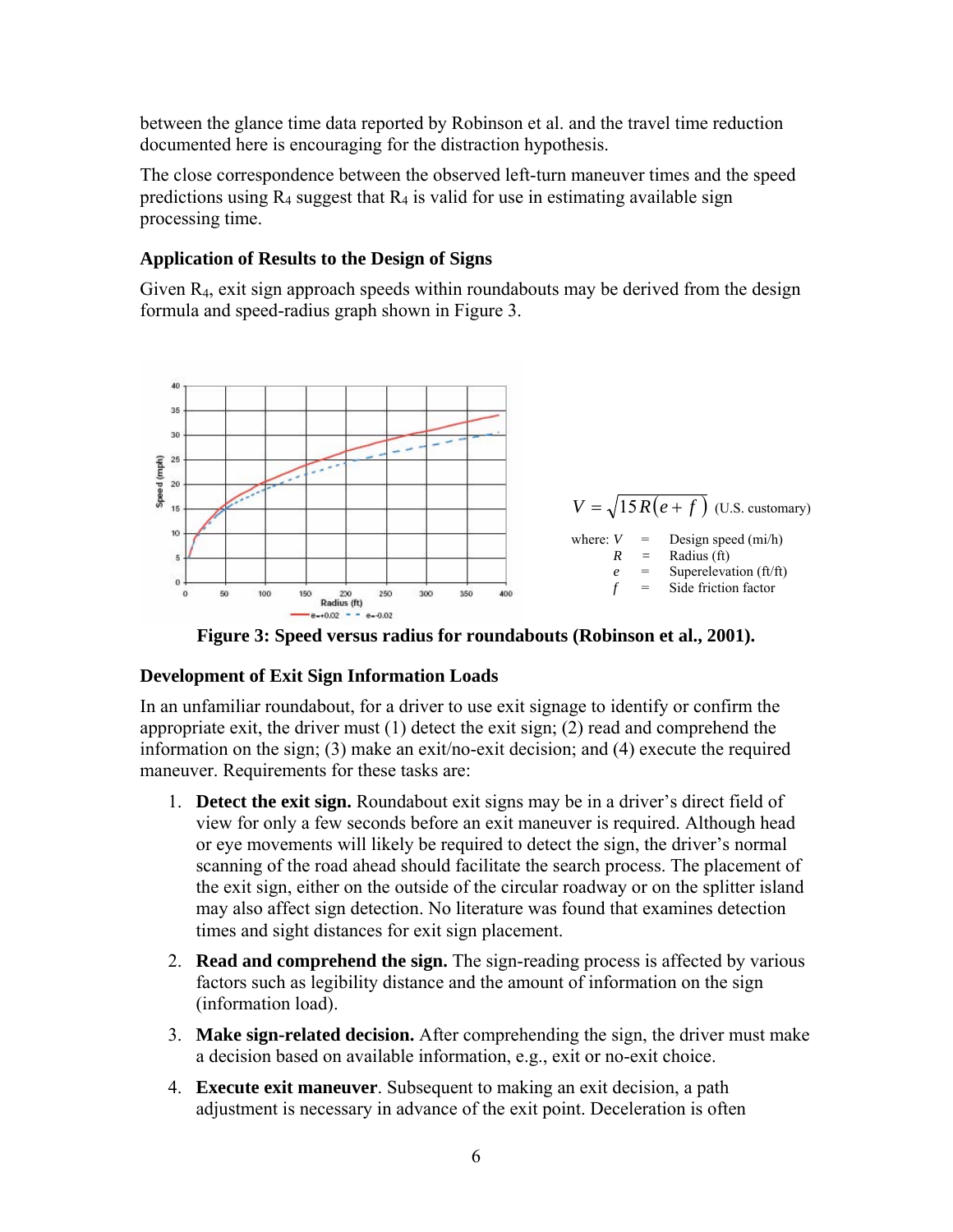between the glance time data reported by Robinson et al. and the travel time reduction documented here is encouraging for the distraction hypothesis.

The close correspondence between the observed left-turn maneuver times and the speed predictions using $R_4$ suggest that $R_4$ is valid for use in estimating available sign processing time.

### Application of Results to the Design of Signs

Given $R_4$, exit sign approach speeds within roundabouts may be derived from the design formula and speed-radius graph shown in Figure 3.

Speed (mph)

40
35
30
25
20
15
10
5
0

0 50 100 150 200 250 300 350 400

Radius (ft)

e=+0.02 e=-0.02

$$V = \sqrt{15R(e + f)} \text{ (U.S. customary)}$$

where: $V$ = Design speed (mi/h)
$R$ = Radius (ft)
$e$ = Superelevation (ft/ft)
$f$ = Side friction factor

**Figure 3: Speed versus radius for roundabouts (Robinson et al., 2001).**

### Development of Exit Sign Information Loads

In an unfamiliar roundabout, for a driver to use exit signage to identify or confirm the appropriate exit, the driver must (1) detect the exit sign; (2) read and comprehend the information on the sign; (3) make an exit/no-exit decision; and (4) execute the required maneuver. Requirements for these tasks are:

1. **Detect the exit sign.** Roundabout exit signs may be in a driver's direct field of view for only a few seconds before an exit maneuver is required. Although head or eye movements will likely be required to detect the sign, the driver's normal scanning of the road ahead should facilitate the search process. The placement of the exit sign, either on the outside of the circular roadway or on the splitter island may also affect sign detection. No literature was found that examines detection times and sight distances for exit sign placement.
2. **Read and comprehend the sign.** The sign-reading process is affected by various factors such as legibility distance and the amount of information on the sign (information load).
3. **Make sign-related decision.** After comprehending the sign, the driver must make a decision based on available information, e.g., exit or no-exit choice.
4. **Execute exit maneuver**. Subsequent to making an exit decision, a path adjustment is necessary in advance of the exit point. Deceleration is often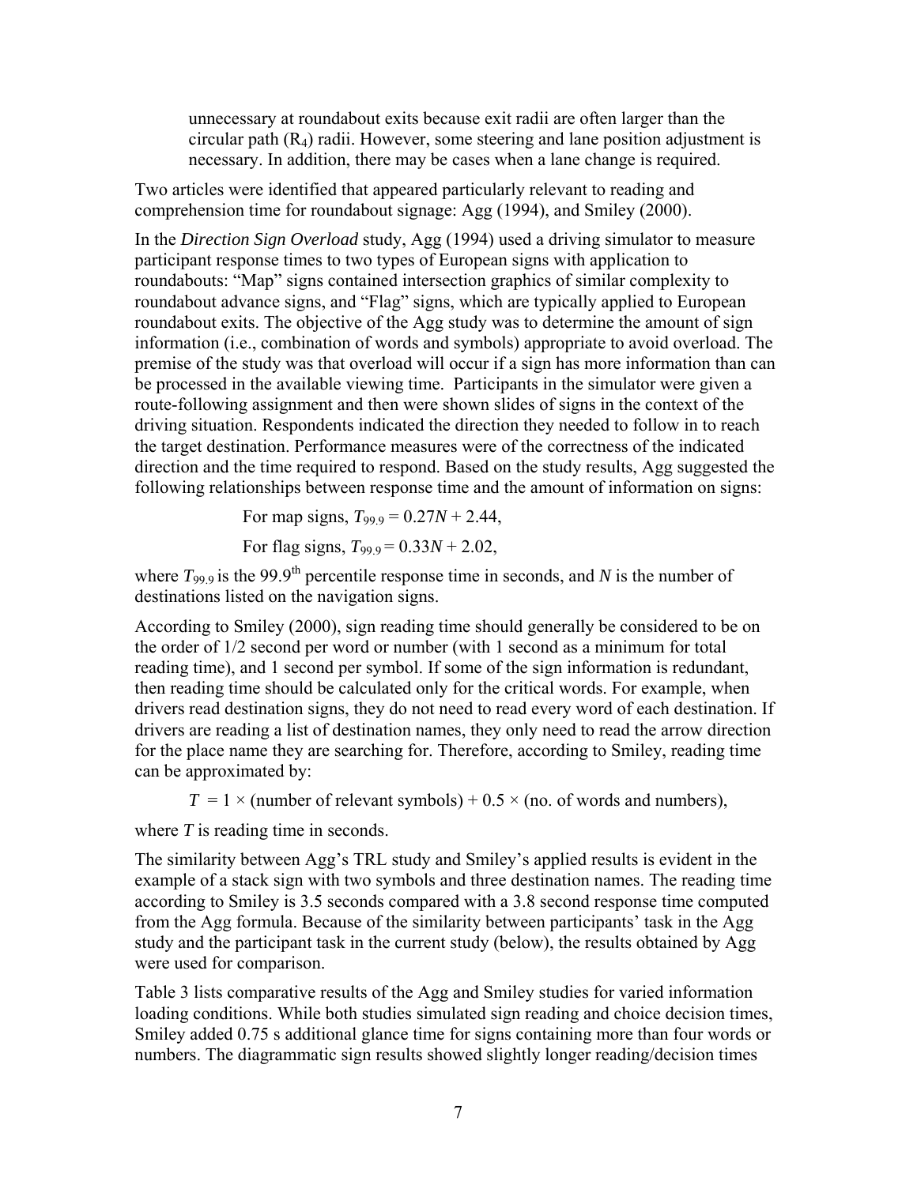unnecessary at roundabout exits because exit radii are often larger than the circular path ($R_4$) radii. However, some steering and lane position adjustment is necessary. In addition, there may be cases when a lane change is required.

Two articles were identified that appeared particularly relevant to reading and comprehension time for roundabout signage: Agg (1994), and Smiley (2000).

In the *Direction Sign Overload* study, Agg (1994) used a driving simulator to measure participant response times to two types of European signs with application to roundabouts: "Map" signs contained intersection graphics of similar complexity to roundabout advance signs, and "Flag" signs, which are typically applied to European roundabout exits. The objective of the Agg study was to determine the amount of sign information (i.e., combination of words and symbols) appropriate to avoid overload. The premise of the study was that overload will occur if a sign has more information than can be processed in the available viewing time. Participants in the simulator were given a route-following assignment and then were shown slides of signs in the context of the driving situation. Respondents indicated the direction they needed to follow in to reach the target destination. Performance measures were of the correctness of the indicated direction and the time required to respond. Based on the study results, Agg suggested the following relationships between response time and the amount of information on signs:

For map signs, $T_{99.9} = 0.27N + 2.44$,

For flag signs, $T_{99.9} = 0.33N + 2.02$,

where $T_{99.9}$ is the 99.9$^{th}$ percentile response time in seconds, and $N$ is the number of destinations listed on the navigation signs.

According to Smiley (2000), sign reading time should generally be considered to be on the order of 1/2 second per word or number (with 1 second as a minimum for total reading time), and 1 second per symbol. If some of the sign information is redundant, then reading time should be calculated only for the critical words. For example, when drivers read destination signs, they do not need to read every word of each destination. If drivers are reading a list of destination names, they only need to read the arrow direction for the place name they are searching for. Therefore, according to Smiley, reading time can be approximated by:

$$T = 1 \times (\text{number of relevant symbols}) + 0.5 \times (\text{no. of words and numbers}),$$

where $T$ is reading time in seconds.

The similarity between Agg's TRL study and Smiley's applied results is evident in the example of a stack sign with two symbols and three destination names. The reading time according to Smiley is 3.5 seconds compared with a 3.8 second response time computed from the Agg formula. Because of the similarity between participants' task in the Agg study and the participant task in the current study (below), the results obtained by Agg were used for comparison.

Table 3 lists comparative results of the Agg and Smiley studies for varied information loading conditions. While both studies simulated sign reading and choice decision times, Smiley added 0.75 s additional glance time for signs containing more than four words or numbers. The diagrammatic sign results showed slightly longer reading/decision times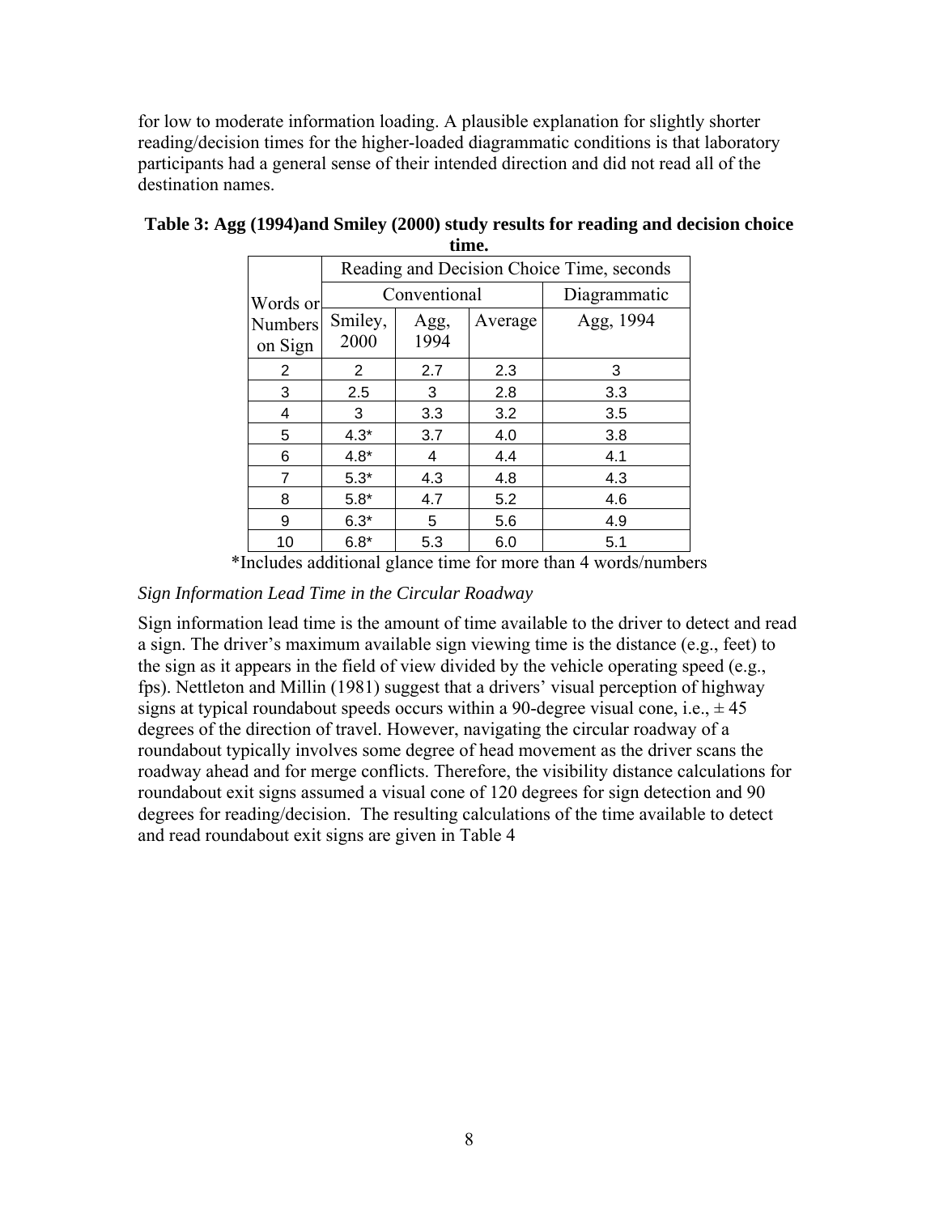for low to moderate information loading. A plausible explanation for slightly shorter reading/decision times for the higher-loaded diagrammatic conditions is that laboratory participants had a general sense of their intended direction and did not read all of the destination names.

**Table 3: Agg (1994)and Smiley (2000) study results for reading and decision choice time.**

| Words or Numbers on Sign | Reading and Decision Choice Time, seconds | | | |
|---|---|---|---|---|
| | Conventional | | | Diagrammatic |
| | Smiley, 2000 | Agg, 1994 | Average | Agg, 1994 |
| 2 | 2 | 2.7 | 2.3 | 3 |
| 3 | 2.5 | 3 | 2.8 | 3.3 |
| 4 | 3 | 3.3 | 3.2 | 3.5 |
| 5 | 4.3* | 3.7 | 4.0 | 3.8 |
| 6 | 4.8* | 4 | 4.4 | 4.1 |
| 7 | 5.3* | 4.3 | 4.8 | 4.3 |
| 8 | 5.8* | 4.7 | 5.2 | 4.6 |
| 9 | 6.3* | 5 | 5.6 | 4.9 |
| 10 | 6.8* | 5.3 | 6.0 | 5.1 |

*Includes additional glance time for more than 4 words/numbers

*Sign Information Lead Time in the Circular Roadway*

Sign information lead time is the amount of time available to the driver to detect and read a sign. The driver's maximum available sign viewing time is the distance (e.g., feet) to the sign as it appears in the field of view divided by the vehicle operating speed (e.g., fps). Nettleton and Millin (1981) suggest that a drivers' visual perception of highway signs at typical roundabout speeds occurs within a 90-degree visual cone, i.e., ± 45 degrees of the direction of travel. However, navigating the circular roadway of a roundabout typically involves some degree of head movement as the driver scans the roadway ahead and for merge conflicts. Therefore, the visibility distance calculations for roundabout exit signs assumed a visual cone of 120 degrees for sign detection and 90 degrees for reading/decision. The resulting calculations of the time available to detect and read roundabout exit signs are given in Table 4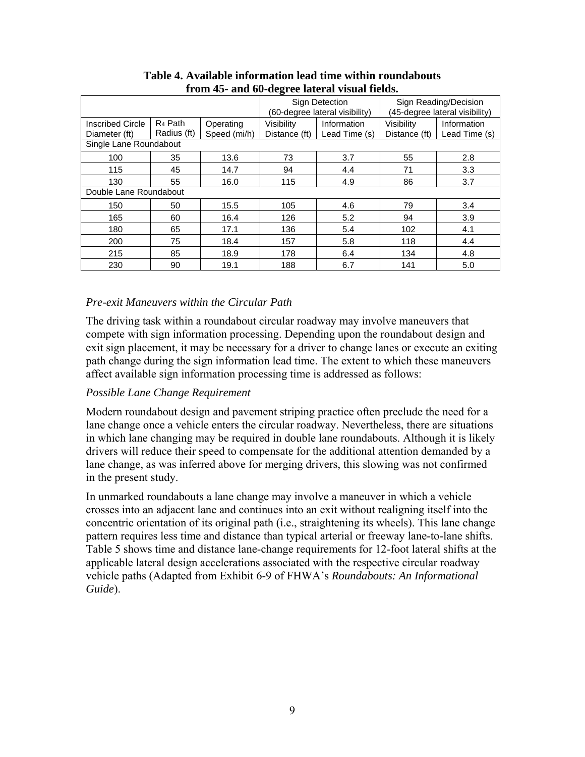**Table 4. Available information lead time within roundabouts from 45- and 60-degree lateral visual fields.**

| | | | Sign Detection (60-degree lateral visibility) | | Sign Reading/Decision (45-degree lateral visibility) | |
|---|---|---|---|---|---|---|
| Inscribed Circle Diameter (ft) | $R_4$ Path Radius (ft) | Operating Speed (mi/h) | Visibility Distance (ft) | Information Lead Time (s) | Visibility Distance (ft) | Information Lead Time (s) |
| Single Lane Roundabout | | | | | | |
| 100 | 35 | 13.6 | 73 | 3.7 | 55 | 2.8 |
| 115 | 45 | 14.7 | 94 | 4.4 | 71 | 3.3 |
| 130 | 55 | 16.0 | 115 | 4.9 | 86 | 3.7 |
| Double Lane Roundabout | | | | | | |
| 150 | 50 | 15.5 | 105 | 4.6 | 79 | 3.4 |
| 165 | 60 | 16.4 | 126 | 5.2 | 94 | 3.9 |
| 180 | 65 | 17.1 | 136 | 5.4 | 102 | 4.1 |
| 200 | 75 | 18.4 | 157 | 5.8 | 118 | 4.4 |
| 215 | 85 | 18.9 | 178 | 6.4 | 134 | 4.8 |
| 230 | 90 | 19.1 | 188 | 6.7 | 141 | 5.0 |

*Pre-exit Maneuvers within the Circular Path*

The driving task within a roundabout circular roadway may involve maneuvers that compete with sign information processing. Depending upon the roundabout design and exit sign placement, it may be necessary for a driver to change lanes or execute an exiting path change during the sign information lead time. The extent to which these maneuvers affect available sign information processing time is addressed as follows:

*Possible Lane Change Requirement*

Modern roundabout design and pavement striping practice often preclude the need for a lane change once a vehicle enters the circular roadway. Nevertheless, there are situations in which lane changing may be required in double lane roundabouts. Although it is likely drivers will reduce their speed to compensate for the additional attention demanded by a lane change, as was inferred above for merging drivers, this slowing was not confirmed in the present study.

In unmarked roundabouts a lane change may involve a maneuver in which a vehicle crosses into an adjacent lane and continues into an exit without realigning itself into the concentric orientation of its original path (i.e., straightening its wheels). This lane change pattern requires less time and distance than typical arterial or freeway lane-to-lane shifts. Table 5 shows time and distance lane-change requirements for 12-foot lateral shifts at the applicable lateral design accelerations associated with the respective circular roadway vehicle paths (Adapted from Exhibit 6-9 of FHWA's *Roundabouts: An Informational Guide*).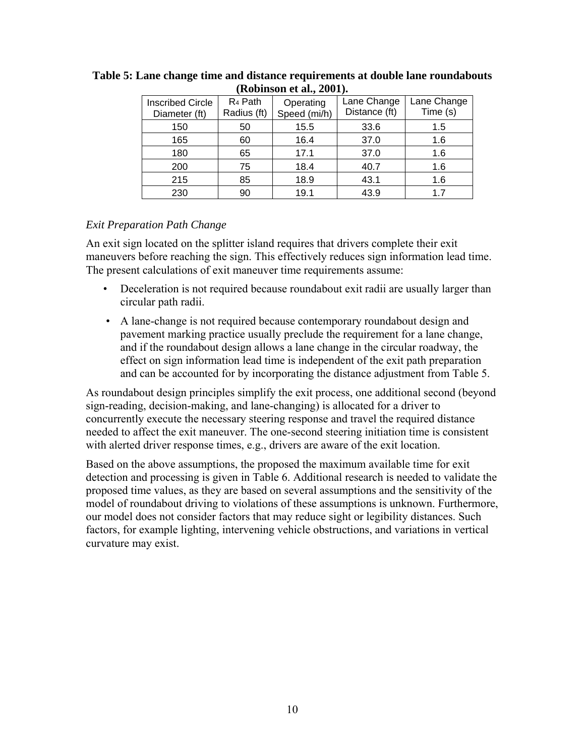**Table 5: Lane change time and distance requirements at double lane roundabouts (Robinson et al., 2001).**

| Inscribed Circle Diameter (ft) | $R_4$ Path Radius (ft) | Operating Speed (mi/h) | Lane Change Distance (ft) | Lane Change Time (s) |
|---|---|---|---|---|
| 150 | 50 | 15.5 | 33.6 | 1.5 |
| 165 | 60 | 16.4 | 37.0 | 1.6 |
| 180 | 65 | 17.1 | 37.0 | 1.6 |
| 200 | 75 | 18.4 | 40.7 | 1.6 |
| 215 | 85 | 18.9 | 43.1 | 1.6 |
| 230 | 90 | 19.1 | 43.9 | 1.7 |

*Exit Preparation Path Change*

An exit sign located on the splitter island requires that drivers complete their exit maneuvers before reaching the sign. This effectively reduces sign information lead time. The present calculations of exit maneuver time requirements assume:

- Deceleration is not required because roundabout exit radii are usually larger than circular path radii.
- A lane-change is not required because contemporary roundabout design and pavement marking practice usually preclude the requirement for a lane change, and if the roundabout design allows a lane change in the circular roadway, the effect on sign information lead time is independent of the exit path preparation and can be accounted for by incorporating the distance adjustment from Table 5.

As roundabout design principles simplify the exit process, one additional second (beyond sign-reading, decision-making, and lane-changing) is allocated for a driver to concurrently execute the necessary steering response and travel the required distance needed to affect the exit maneuver. The one-second steering initiation time is consistent with alerted driver response times, e.g., drivers are aware of the exit location.

Based on the above assumptions, the proposed the maximum available time for exit detection and processing is given in Table 6. Additional research is needed to validate the proposed time values, as they are based on several assumptions and the sensitivity of the model of roundabout driving to violations of these assumptions is unknown. Furthermore, our model does not consider factors that may reduce sight or legibility distances. Such factors, for example lighting, intervening vehicle obstructions, and variations in vertical curvature may exist.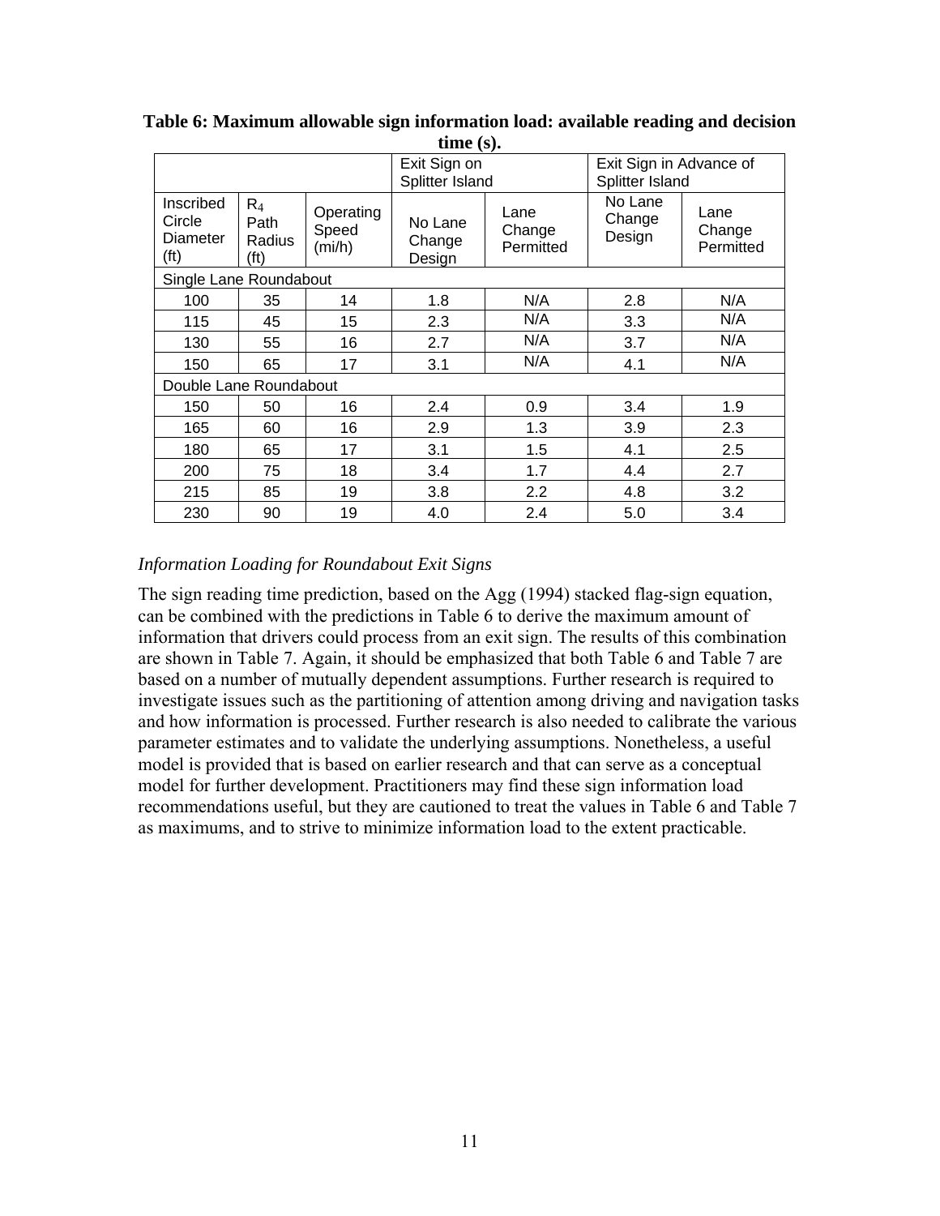**Table 6: Maximum allowable sign information load: available reading and decision time (s).**

| | | | Exit Sign on Splitter Island | | Exit Sign in Advance of Splitter Island | |
|---|---|---|---|---|---|---|
| Inscribed Circle Diameter (ft) | $R_4$ Path Radius (ft) | Operating Speed (mi/h) | No Lane Change Design | Lane Change Permitted | No Lane Change Design | Lane Change Permitted |
| Single Lane Roundabout | | | | | | |
| 100 | 35 | 14 | 1.8 | N/A | 2.8 | N/A |
| 115 | 45 | 15 | 2.3 | N/A | 3.3 | N/A |
| 130 | 55 | 16 | 2.7 | N/A | 3.7 | N/A |
| 150 | 65 | 17 | 3.1 | N/A | 4.1 | N/A |
| Double Lane Roundabout | | | | | | |
| 150 | 50 | 16 | 2.4 | 0.9 | 3.4 | 1.9 |
| 165 | 60 | 16 | 2.9 | 1.3 | 3.9 | 2.3 |
| 180 | 65 | 17 | 3.1 | 1.5 | 4.1 | 2.5 |
| 200 | 75 | 18 | 3.4 | 1.7 | 4.4 | 2.7 |
| 215 | 85 | 19 | 3.8 | 2.2 | 4.8 | 3.2 |
| 230 | 90 | 19 | 4.0 | 2.4 | 5.0 | 3.4 |

### *Information Loading for Roundabout Exit Signs*

The sign reading time prediction, based on the Agg (1994) stacked flag-sign equation, can be combined with the predictions in Table 6 to derive the maximum amount of information that drivers could process from an exit sign. The results of this combination are shown in Table 7. Again, it should be emphasized that both Table 6 and Table 7 are based on a number of mutually dependent assumptions. Further research is required to investigate issues such as the partitioning of attention among driving and navigation tasks and how information is processed. Further research is also needed to calibrate the various parameter estimates and to validate the underlying assumptions. Nonetheless, a useful model is provided that is based on earlier research and that can serve as a conceptual model for further development. Practitioners may find these sign information load recommendations useful, but they are cautioned to treat the values in Table 6 and Table 7 as maximums, and to strive to minimize information load to the extent practicable.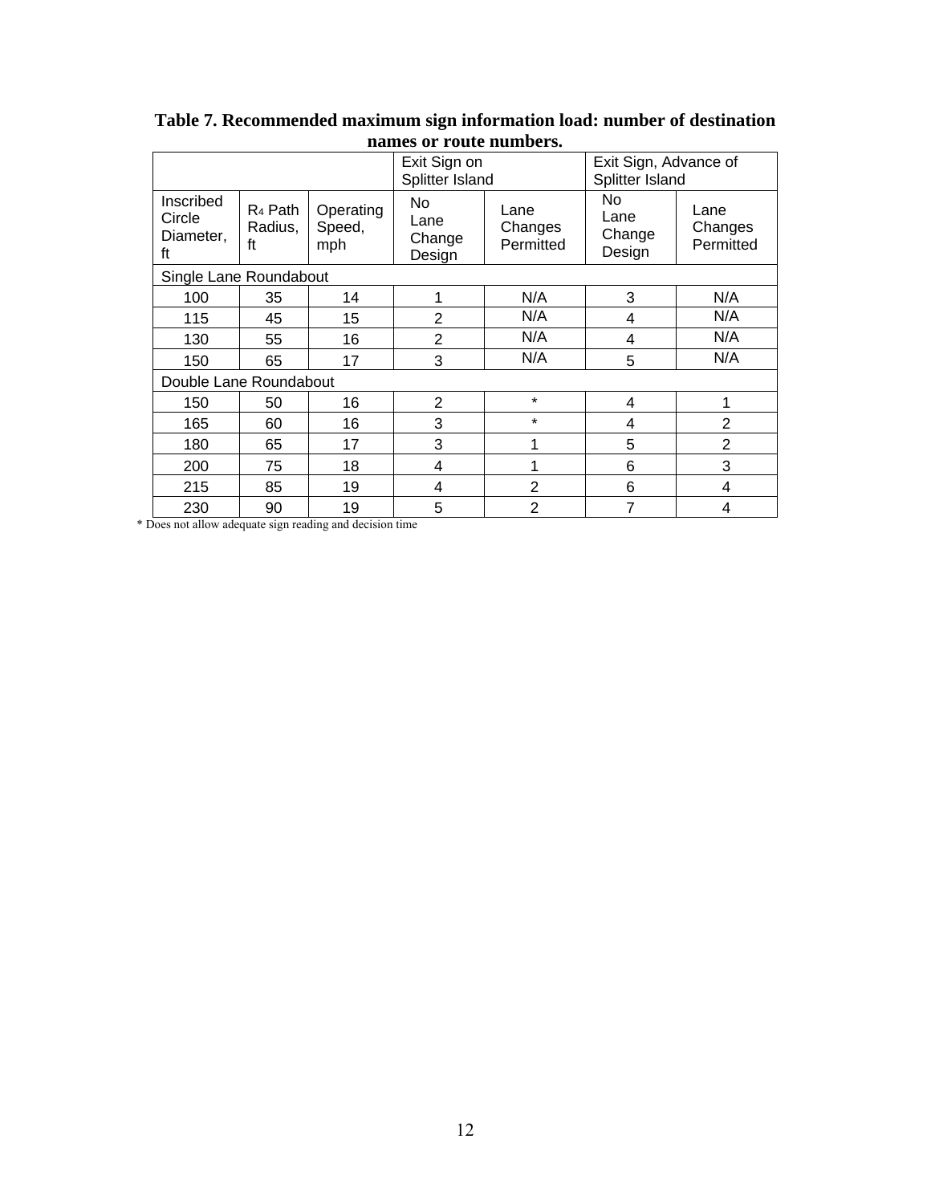**Table 7. Recommended maximum sign information load: number of destination names or route numbers.**

| | | | Exit Sign on Splitter Island | | Exit Sign, Advance of Splitter Island | |
|---|---|---|---|---|---|---|
| Inscribed Circle Diameter, ft | $R_4$ Path Radius, ft | Operating Speed, mph | No Lane Change Design | Lane Changes Permitted | No Lane Change Design | Lane Changes Permitted |
| Single Lane Roundabout | | | | | | |
| 100 | 35 | 14 | 1 | N/A | 3 | N/A |
| 115 | 45 | 15 | 2 | N/A | 4 | N/A |
| 130 | 55 | 16 | 2 | N/A | 4 | N/A |
| 150 | 65 | 17 | 3 | N/A | 5 | N/A |
| Double Lane Roundabout | | | | | | |
| 150 | 50 | 16 | 2 | * | 4 | 1 |
| 165 | 60 | 16 | 3 | * | 4 | 2 |
| 180 | 65 | 17 | 3 | 1 | 5 | 2 |
| 200 | 75 | 18 | 4 | 1 | 6 | 3 |
| 215 | 85 | 19 | 4 | 2 | 6 | 4 |
| 230 | 90 | 19 | 5 | 2 | 7 | 4 |

* Does not allow adequate sign reading and decision time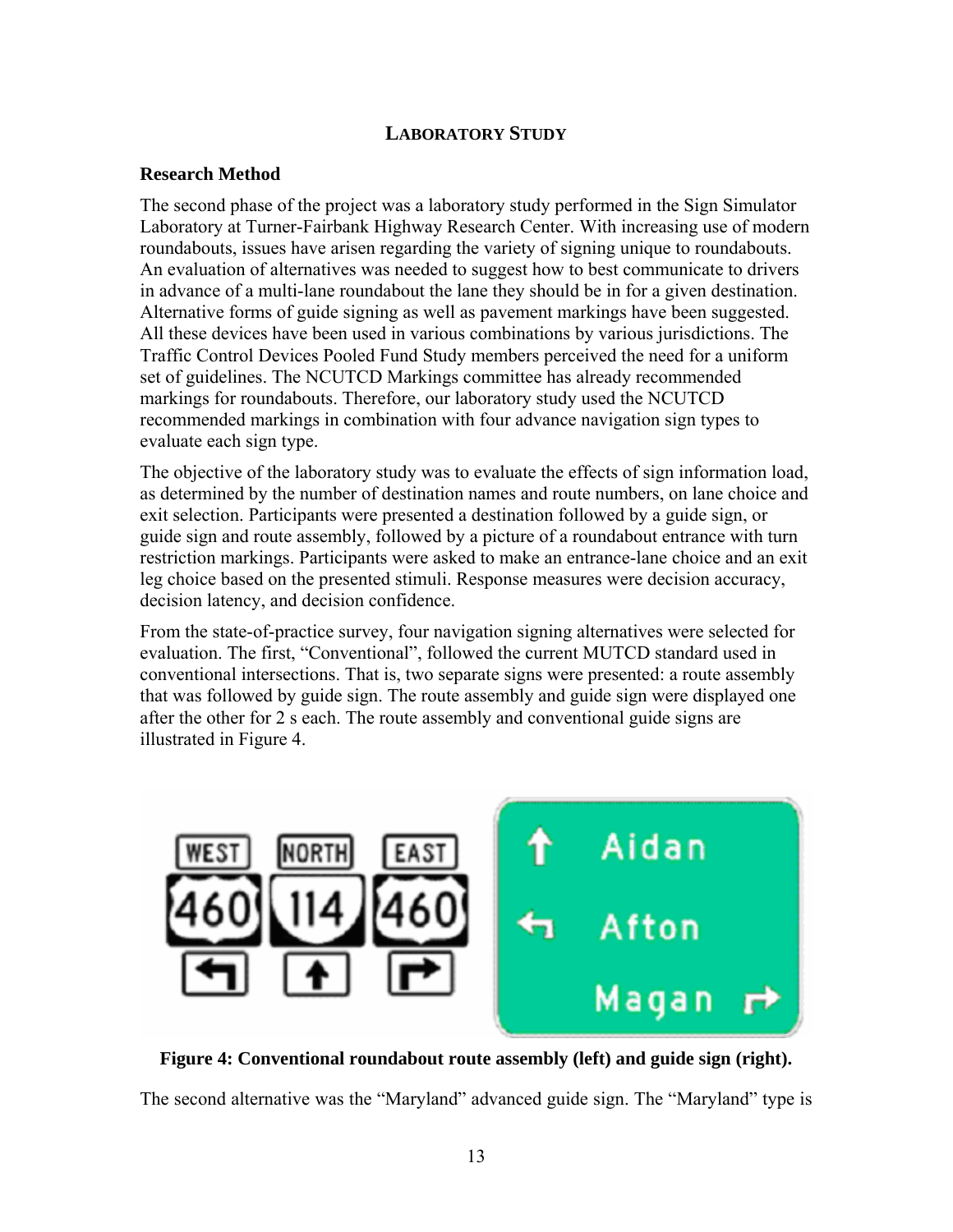## LABORATORY STUDY

### Research Method

The second phase of the project was a laboratory study performed in the Sign Simulator Laboratory at Turner-Fairbank Highway Research Center. With increasing use of modern roundabouts, issues have arisen regarding the variety of signing unique to roundabouts. An evaluation of alternatives was needed to suggest how to best communicate to drivers in advance of a multi-lane roundabout the lane they should be in for a given destination. Alternative forms of guide signing as well as pavement markings have been suggested. All these devices have been used in various combinations by various jurisdictions. The Traffic Control Devices Pooled Fund Study members perceived the need for a uniform set of guidelines. The NCUTCD Markings committee has already recommended markings for roundabouts. Therefore, our laboratory study used the NCUTCD recommended markings in combination with four advance navigation sign types to evaluate each sign type.

The objective of the laboratory study was to evaluate the effects of sign information load, as determined by the number of destination names and route numbers, on lane choice and exit selection. Participants were presented a destination followed by a guide sign, or guide sign and route assembly, followed by a picture of a roundabout entrance with turn restriction markings. Participants were asked to make an entrance-lane choice and an exit leg choice based on the presented stimuli. Response measures were decision accuracy, decision latency, and decision confidence.

From the state-of-practice survey, four navigation signing alternatives were selected for evaluation. The first, "Conventional", followed the current MUTCD standard used in conventional intersections. That is, two separate signs were presented: a route assembly that was followed by guide sign. The route assembly and guide sign were displayed one after the other for 2 s each. The route assembly and conventional guide signs are illustrated in Figure 4.

WEST NORTH EAST
460 114 460

Aidan
Afton
Magan

**Figure 4: Conventional roundabout route assembly (left) and guide sign (right).**

The second alternative was the "Maryland" advanced guide sign. The "Maryland" type is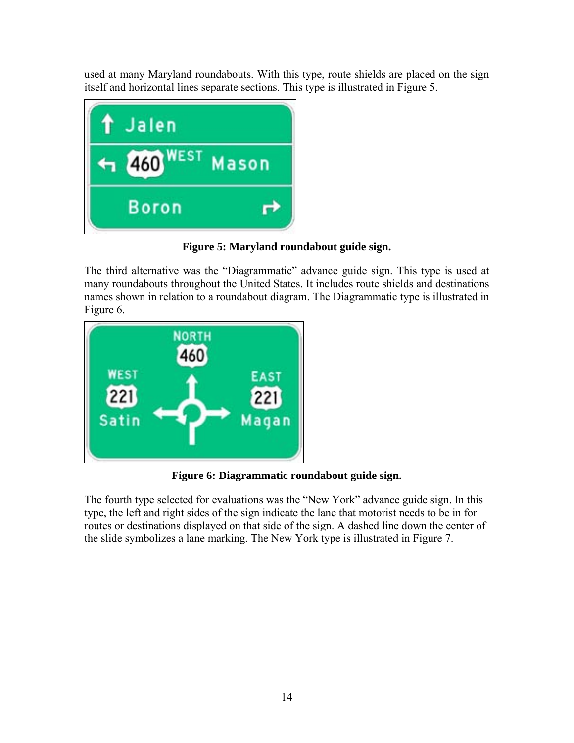used at many Maryland roundabouts. With this type, route shields are placed on the sign itself and horizontal lines separate sections. This type is illustrated in Figure 5.

Jalen

460 WEST Mason

Boron

**Figure 5: Maryland roundabout guide sign.**

The third alternative was the "Diagrammatic" advance guide sign. This type is used at many roundabouts throughout the United States. It includes route shields and destinations names shown in relation to a roundabout diagram. The Diagrammatic type is illustrated in Figure 6.

NORTH
460
WEST
221
Satin
EAST
221
Magan

**Figure 6: Diagrammatic roundabout guide sign.**

The fourth type selected for evaluations was the "New York" advance guide sign. In this type, the left and right sides of the sign indicate the lane that motorist needs to be in for routes or destinations displayed on that side of the sign. A dashed line down the center of the slide symbolizes a lane marking. The New York type is illustrated in Figure 7.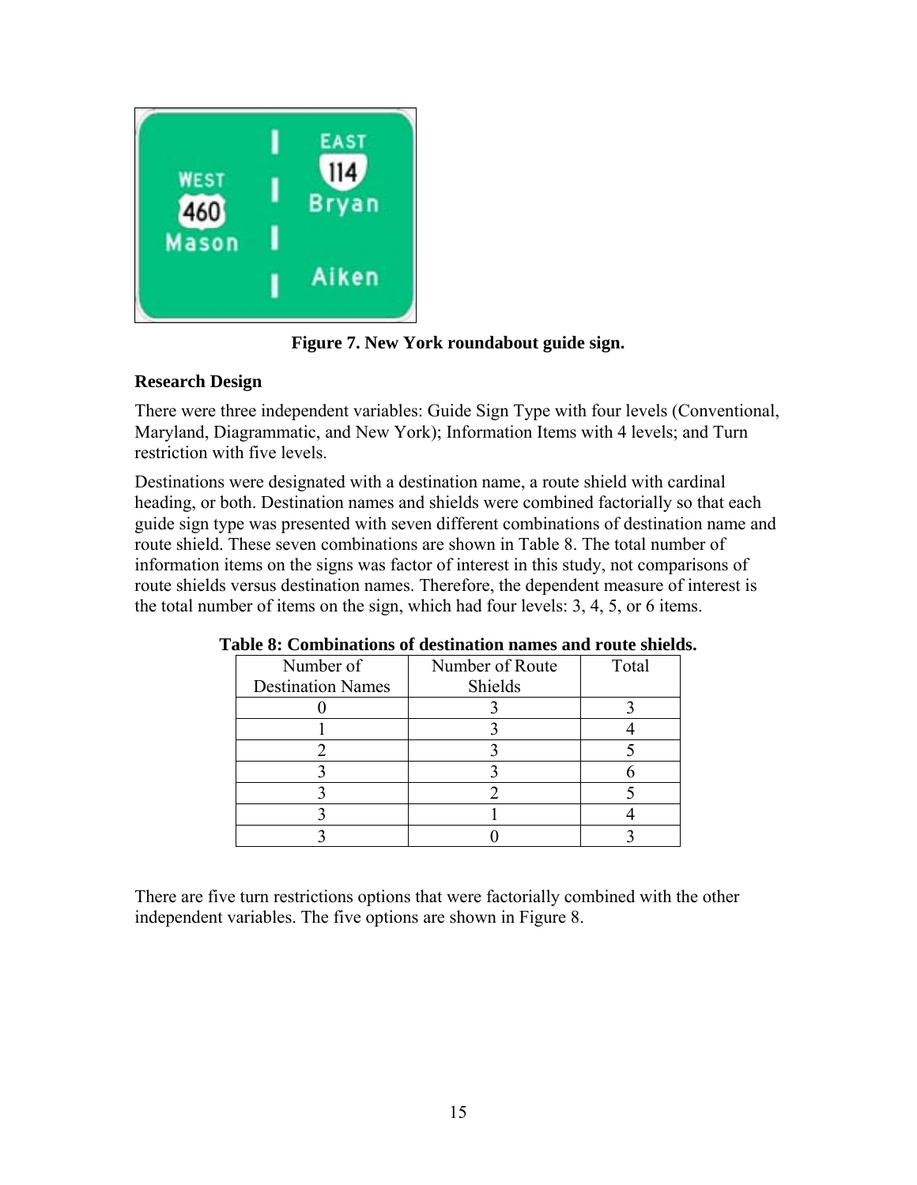WEST
460
Mason

EAST
114
Bryan

Aiken

**Figure 7. New York roundabout guide sign.**

### Research Design

There were three independent variables: Guide Sign Type with four levels (Conventional, Maryland, Diagrammatic, and New York); Information Items with 4 levels; and Turn restriction with five levels.

Destinations were designated with a destination name, a route shield with cardinal heading, or both. Destination names and shields were combined factorially so that each guide sign type was presented with seven different combinations of destination name and route shield. These seven combinations are shown in Table 8. The total number of information items on the signs was factor of interest in this study, not comparisons of route shields versus destination names. Therefore, the dependent measure of interest is the total number of items on the sign, which had four levels: 3, 4, 5, or 6 items.

**Table 8: Combinations of destination names and route shields.**

| Number of Destination Names | Number of Route Shields | Total |
|---|---|---|
| 0 | 3 | 3 |
| 1 | 3 | 4 |
| 2 | 3 | 5 |
| 3 | 3 | 6 |
| 3 | 2 | 5 |
| 3 | 1 | 4 |
| 3 | 0 | 3 |

There are five turn restrictions options that were factorially combined with the other independent variables. The five options are shown in Figure 8.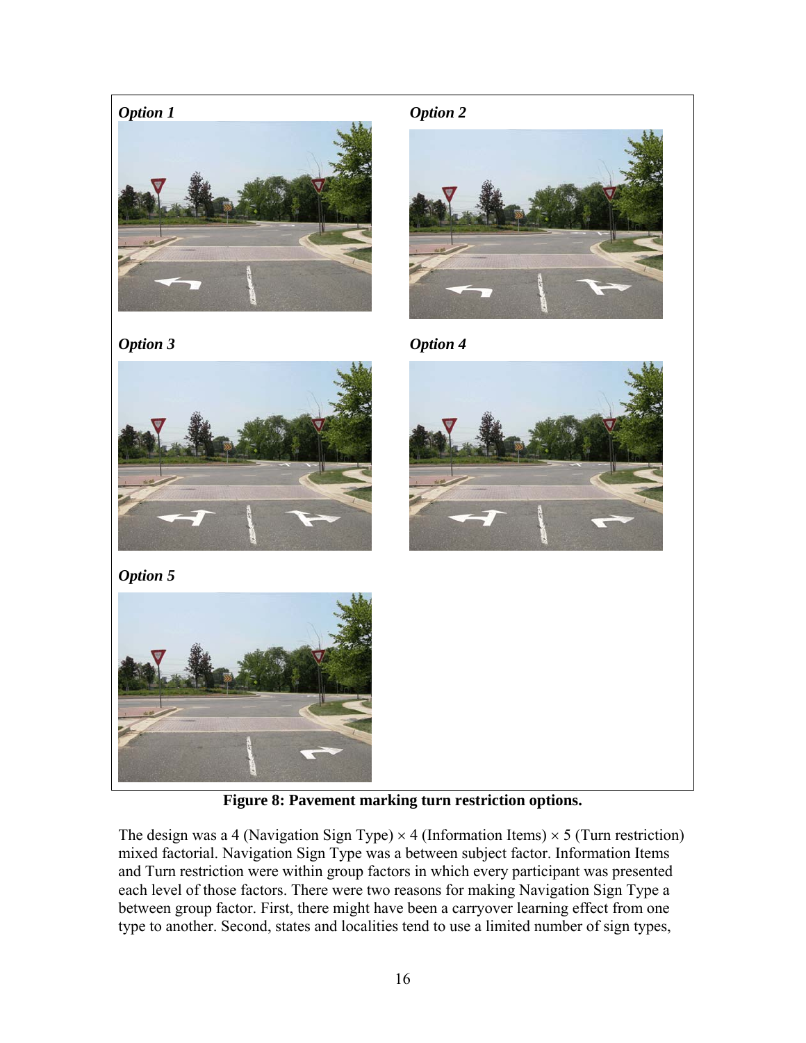*Option 1*

*Option 2*

*Option 3*

*Option 4*

*Option 5*

**Figure 8: Pavement marking turn restriction options.**

The design was a 4 (Navigation Sign Type) × 4 (Information Items) × 5 (Turn restriction) mixed factorial. Navigation Sign Type was a between subject factor. Information Items and Turn restriction were within group factors in which every participant was presented each level of those factors. There were two reasons for making Navigation Sign Type a between group factor. First, there might have been a carryover learning effect from one type to another. Second, states and localities tend to use a limited number of sign types,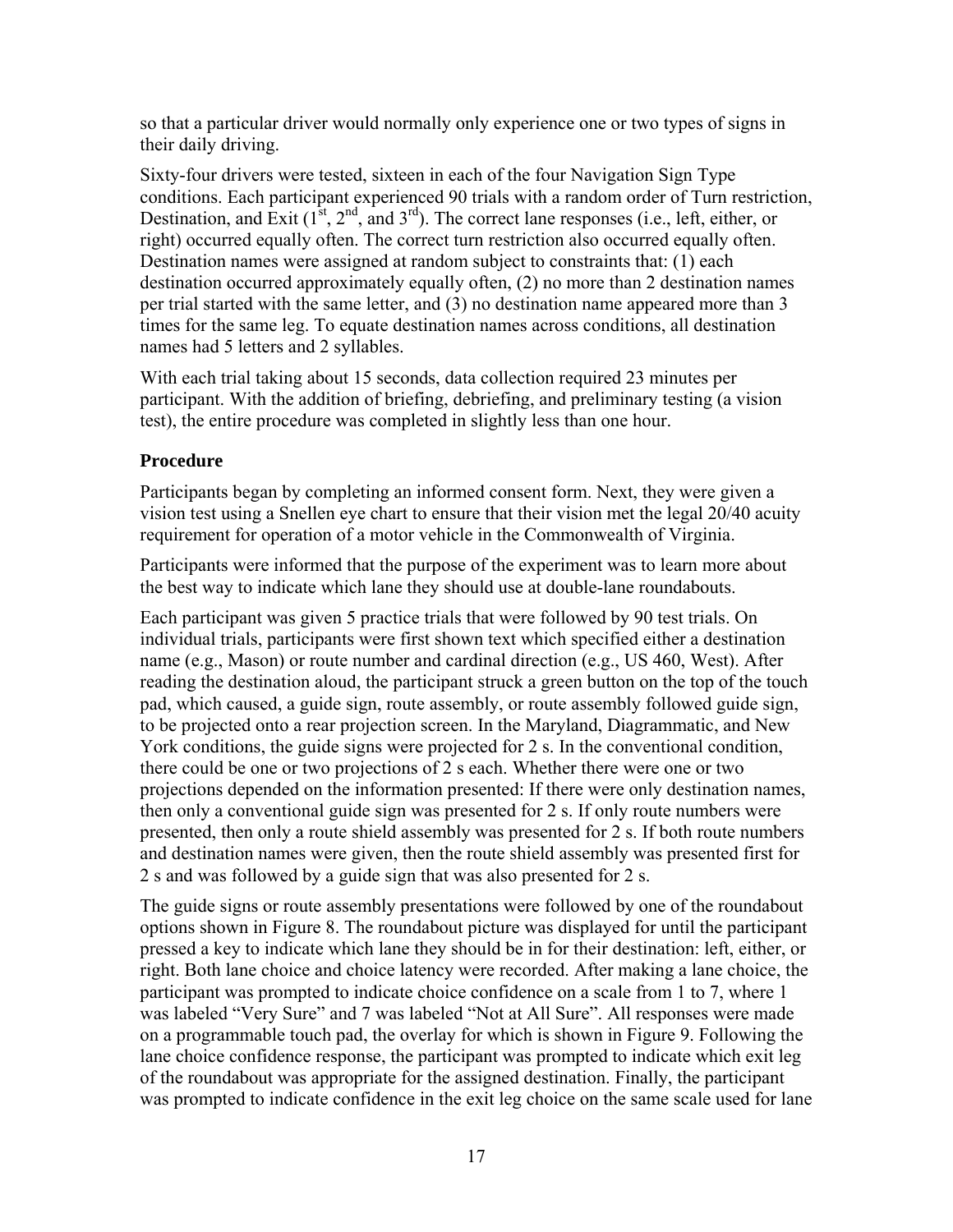so that a particular driver would normally only experience one or two types of signs in their daily driving.

Sixty-four drivers were tested, sixteen in each of the four Navigation Sign Type conditions. Each participant experienced 90 trials with a random order of Turn restriction, Destination, and Exit (1st, 2nd, and 3rd). The correct lane responses (i.e., left, either, or right) occurred equally often. The correct turn restriction also occurred equally often. Destination names were assigned at random subject to constraints that: (1) each destination occurred approximately equally often, (2) no more than 2 destination names per trial started with the same letter, and (3) no destination name appeared more than 3 times for the same leg. To equate destination names across conditions, all destination names had 5 letters and 2 syllables.

With each trial taking about 15 seconds, data collection required 23 minutes per participant. With the addition of briefing, debriefing, and preliminary testing (a vision test), the entire procedure was completed in slightly less than one hour.

### Procedure

Participants began by completing an informed consent form. Next, they were given a vision test using a Snellen eye chart to ensure that their vision met the legal 20/40 acuity requirement for operation of a motor vehicle in the Commonwealth of Virginia.

Participants were informed that the purpose of the experiment was to learn more about the best way to indicate which lane they should use at double-lane roundabouts.

Each participant was given 5 practice trials that were followed by 90 test trials. On individual trials, participants were first shown text which specified either a destination name (e.g., Mason) or route number and cardinal direction (e.g., US 460, West). After reading the destination aloud, the participant struck a green button on the top of the touch pad, which caused, a guide sign, route assembly, or route assembly followed guide sign, to be projected onto a rear projection screen. In the Maryland, Diagrammatic, and New York conditions, the guide signs were projected for 2 s. In the conventional condition, there could be one or two projections of 2 s each. Whether there were one or two projections depended on the information presented: If there were only destination names, then only a conventional guide sign was presented for 2 s. If only route numbers were presented, then only a route shield assembly was presented for 2 s. If both route numbers and destination names were given, then the route shield assembly was presented first for 2 s and was followed by a guide sign that was also presented for 2 s.

The guide signs or route assembly presentations were followed by one of the roundabout options shown in Figure 8. The roundabout picture was displayed for until the participant pressed a key to indicate which lane they should be in for their destination: left, either, or right. Both lane choice and choice latency were recorded. After making a lane choice, the participant was prompted to indicate choice confidence on a scale from 1 to 7, where 1 was labeled "Very Sure" and 7 was labeled "Not at All Sure". All responses were made on a programmable touch pad, the overlay for which is shown in Figure 9. Following the lane choice confidence response, the participant was prompted to indicate which exit leg of the roundabout was appropriate for the assigned destination. Finally, the participant was prompted to indicate confidence in the exit leg choice on the same scale used for lane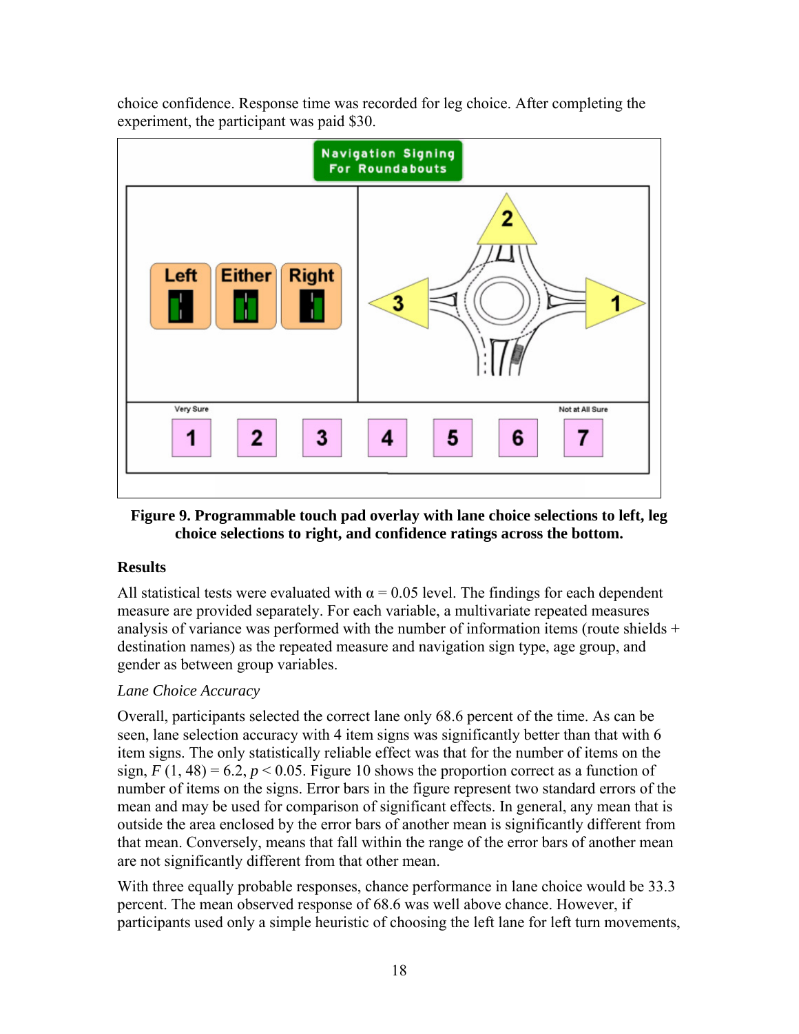choice confidence. Response time was recorded for leg choice. After completing the experiment, the participant was paid $30.

Navigation Signing For Roundabouts

Left Either Right

2

3

1

Very Sure

Not at All Sure

1 2 3 4 5 6 7

**Figure 9. Programmable touch pad overlay with lane choice selections to left, leg choice selections to right, and confidence ratings across the bottom.**

### Results

All statistical tests were evaluated with $\alpha = 0.05$ level. The findings for each dependent measure are provided separately. For each variable, a multivariate repeated measures analysis of variance was performed with the number of information items (route shields + destination names) as the repeated measure and navigation sign type, age group, and gender as between group variables.

*Lane Choice Accuracy*

Overall, participants selected the correct lane only 68.6 percent of the time. As can be seen, lane selection accuracy with 4 item signs was significantly better than that with 6 item signs. The only statistically reliable effect was that for the number of items on the sign, $F(1, 48) = 6.2$, $p < 0.05$. Figure 10 shows the proportion correct as a function of number of items on the signs. Error bars in the figure represent two standard errors of the mean and may be used for comparison of significant effects. In general, any mean that is outside the area enclosed by the error bars of another mean is significantly different from that mean. Conversely, means that fall within the range of the error bars of another mean are not significantly different from that other mean.

With three equally probable responses, chance performance in lane choice would be 33.3 percent. The mean observed response of 68.6 was well above chance. However, if participants used only a simple heuristic of choosing the left lane for left turn movements,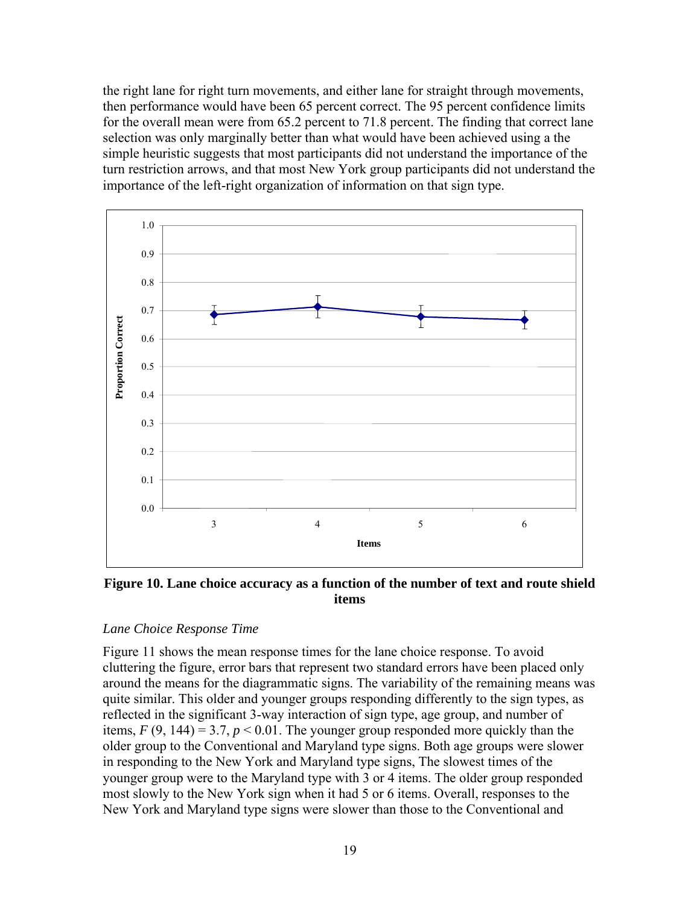the right lane for right turn movements, and either lane for straight through movements, then performance would have been 65 percent correct. The 95 percent confidence limits for the overall mean were from 65.2 percent to 71.8 percent. The finding that correct lane selection was only marginally better than what would have been achieved using a the simple heuristic suggests that most participants did not understand the importance of the turn restriction arrows, and that most New York group participants did not understand the importance of the left-right organization of information on that sign type.

1.0
0.9
0.8
0.7
0.6
0.5
0.4
0.3
0.2
0.1
0.0

Proportion Correct

3
4
5
6

Items

**Figure 10. Lane choice accuracy as a function of the number of text and route shield items**

*Lane Choice Response Time*

Figure 11 shows the mean response times for the lane choice response. To avoid cluttering the figure, error bars that represent two standard errors have been placed only around the means for the diagrammatic signs. The variability of the remaining means was quite similar. This older and younger groups responding differently to the sign types, as reflected in the significant 3-way interaction of sign type, age group, and number of items, $F(9, 144) = 3.7$, $p < 0.01$. The younger group responded more quickly than the older group to the Conventional and Maryland type signs. Both age groups were slower in responding to the New York and Maryland type signs, The slowest times of the younger group were to the Maryland type with 3 or 4 items. The older group responded most slowly to the New York sign when it had 5 or 6 items. Overall, responses to the New York and Maryland type signs were slower than those to the Conventional and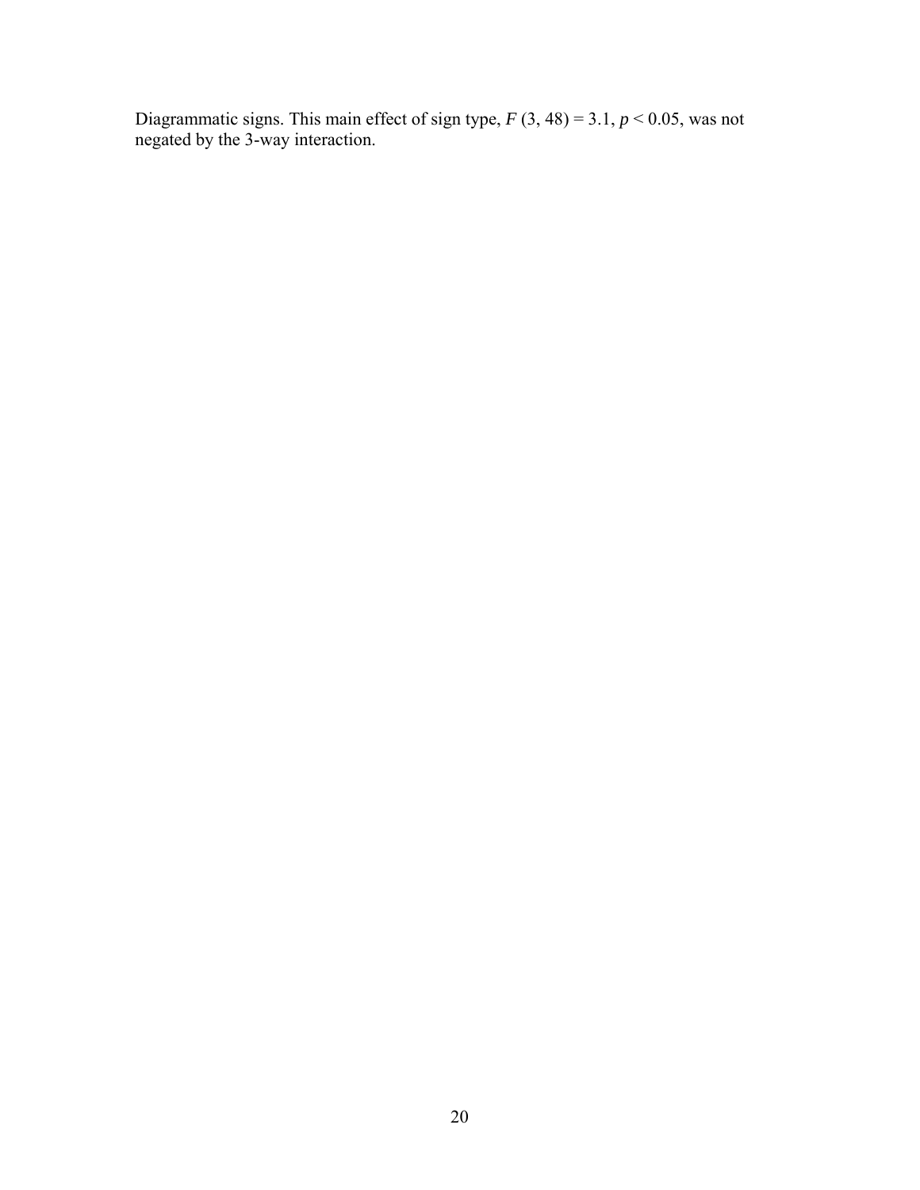Diagrammatic signs. This main effect of sign type, $F(3, 48) = 3.1$, $p < 0.05$, was not negated by the 3-way interaction.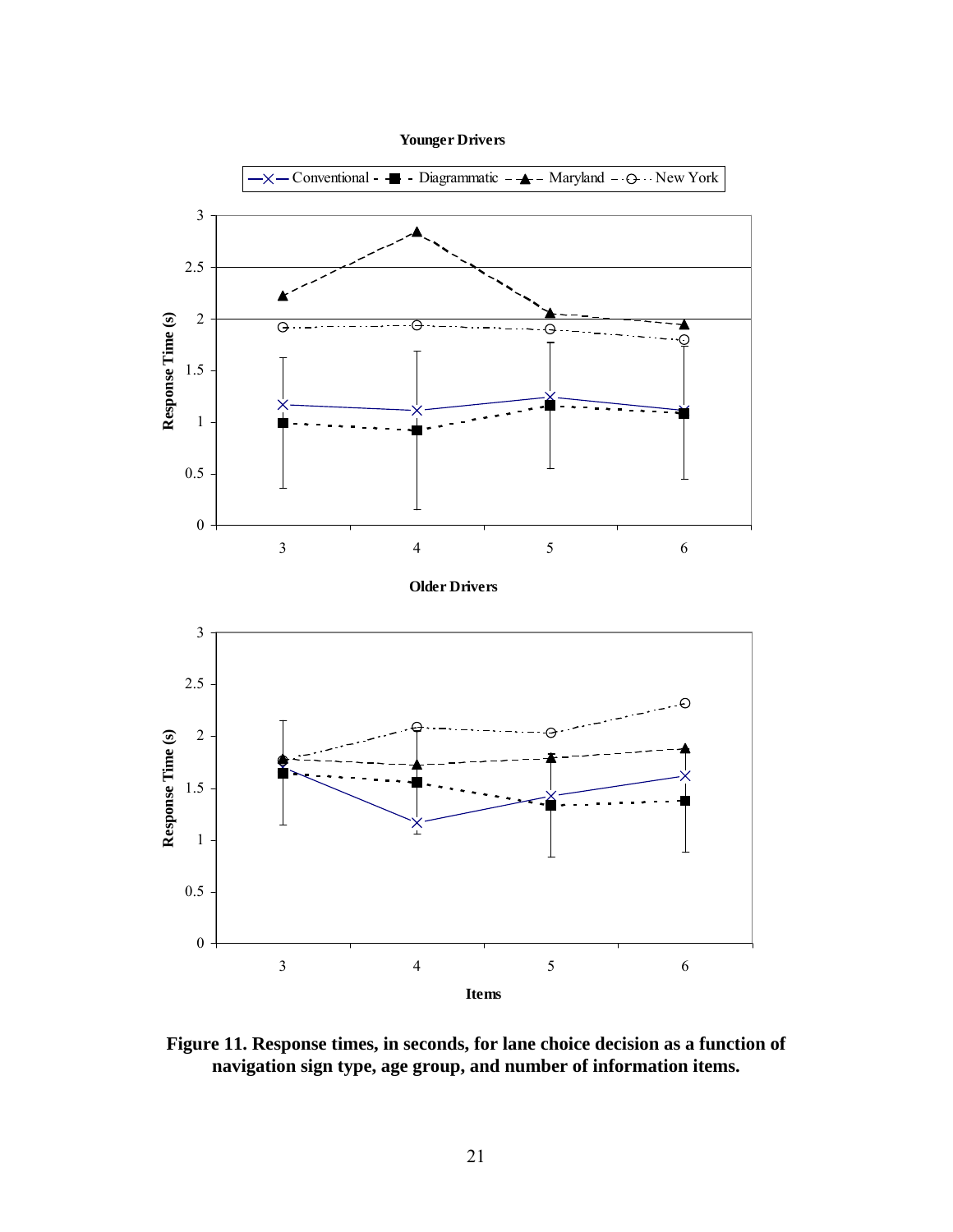Younger Drivers

Conventional, Diagrammatic, Maryland, New York

Response Time (s)

3
2.5
2
1.5
1
0.5
0

3 4 5 6

Older Drivers

Response Time (s)

3
2.5
2
1.5
1
0.5
0

3 4 5 6

Items

**Figure 11. Response times, in seconds, for lane choice decision as a function of navigation sign type, age group, and number of information items.**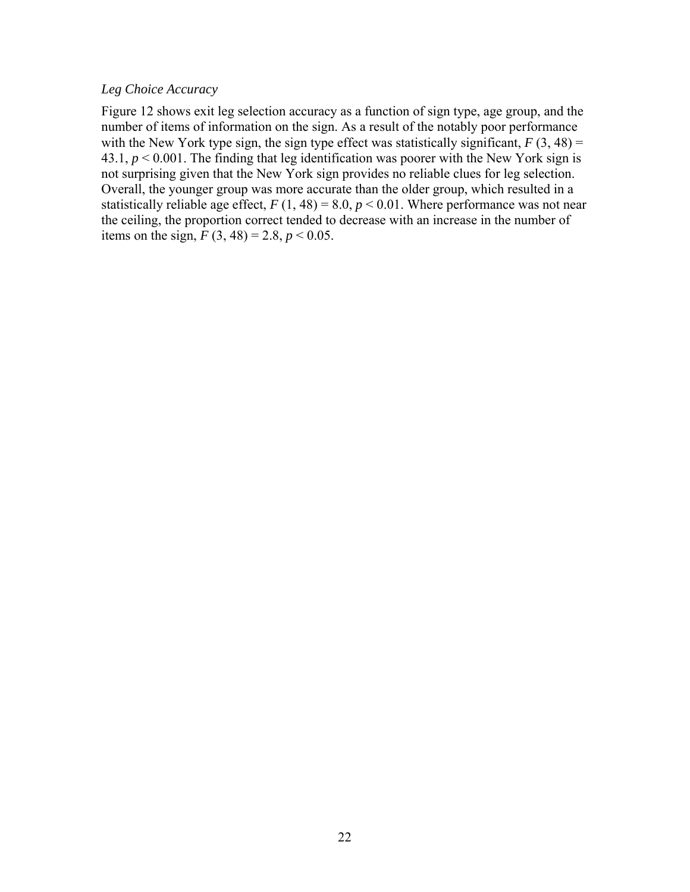*Leg Choice Accuracy*

Figure 12 shows exit leg selection accuracy as a function of sign type, age group, and the number of items of information on the sign. As a result of the notably poor performance with the New York type sign, the sign type effect was statistically significant, $F\ (3, 48) = 43.1$, $p < 0.001$. The finding that leg identification was poorer with the New York sign is not surprising given that the New York sign provides no reliable clues for leg selection. Overall, the younger group was more accurate than the older group, which resulted in a statistically reliable age effect, $F\ (1, 48) = 8.0$, $p < 0.01$. Where performance was not near the ceiling, the proportion correct tended to decrease with an increase in the number of items on the sign, $F\ (3, 48) = 2.8$, $p < 0.05$.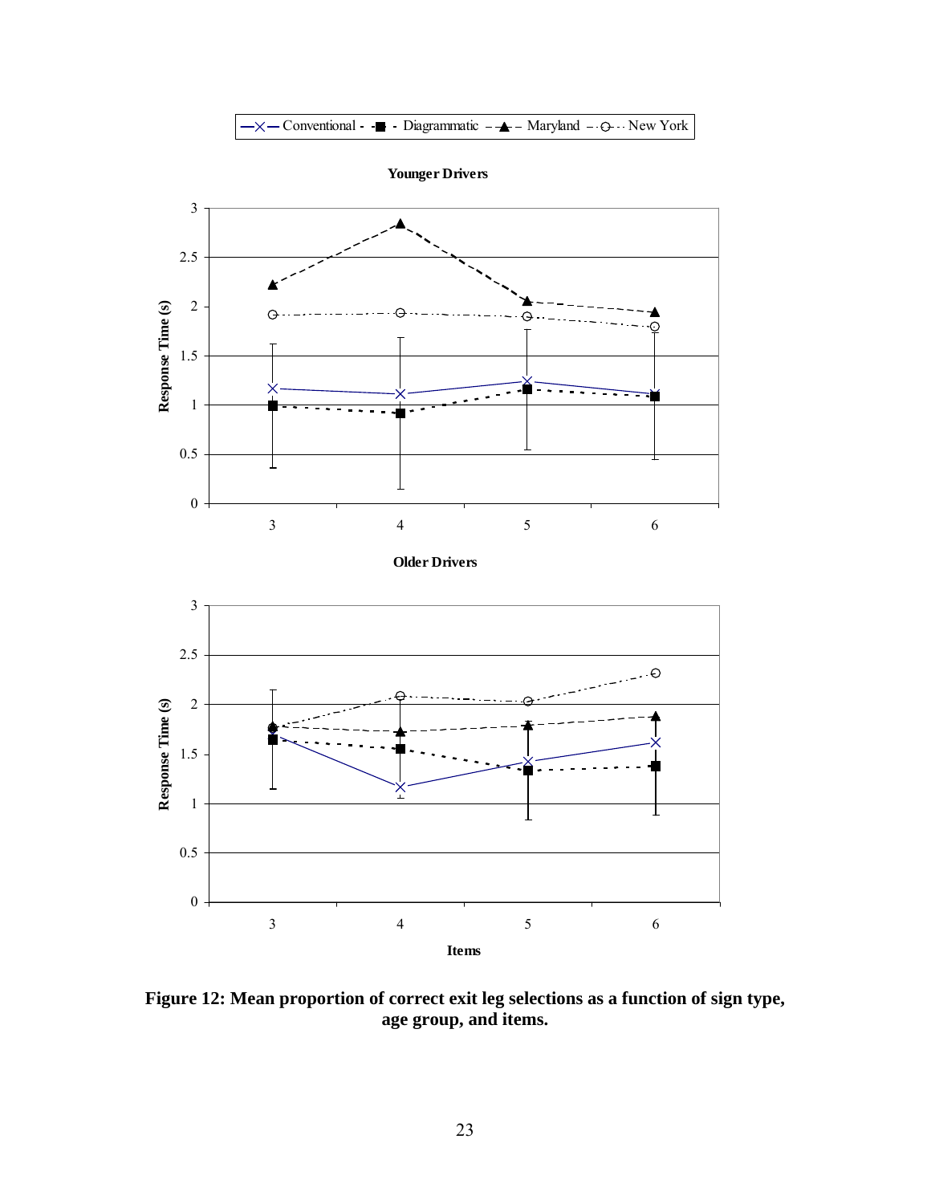Conventional
Diagrammatic
Maryland
New York

Younger Drivers

Response Time (s)

3
2.5
2
1.5
1
0.5
0

3
4
5
6

Older Drivers

Response Time (s)

3
2.5
2
1.5
1
0.5
0

3
4
5
6

Items

**Figure 12: Mean proportion of correct exit leg selections as a function of sign type, age group, and items.**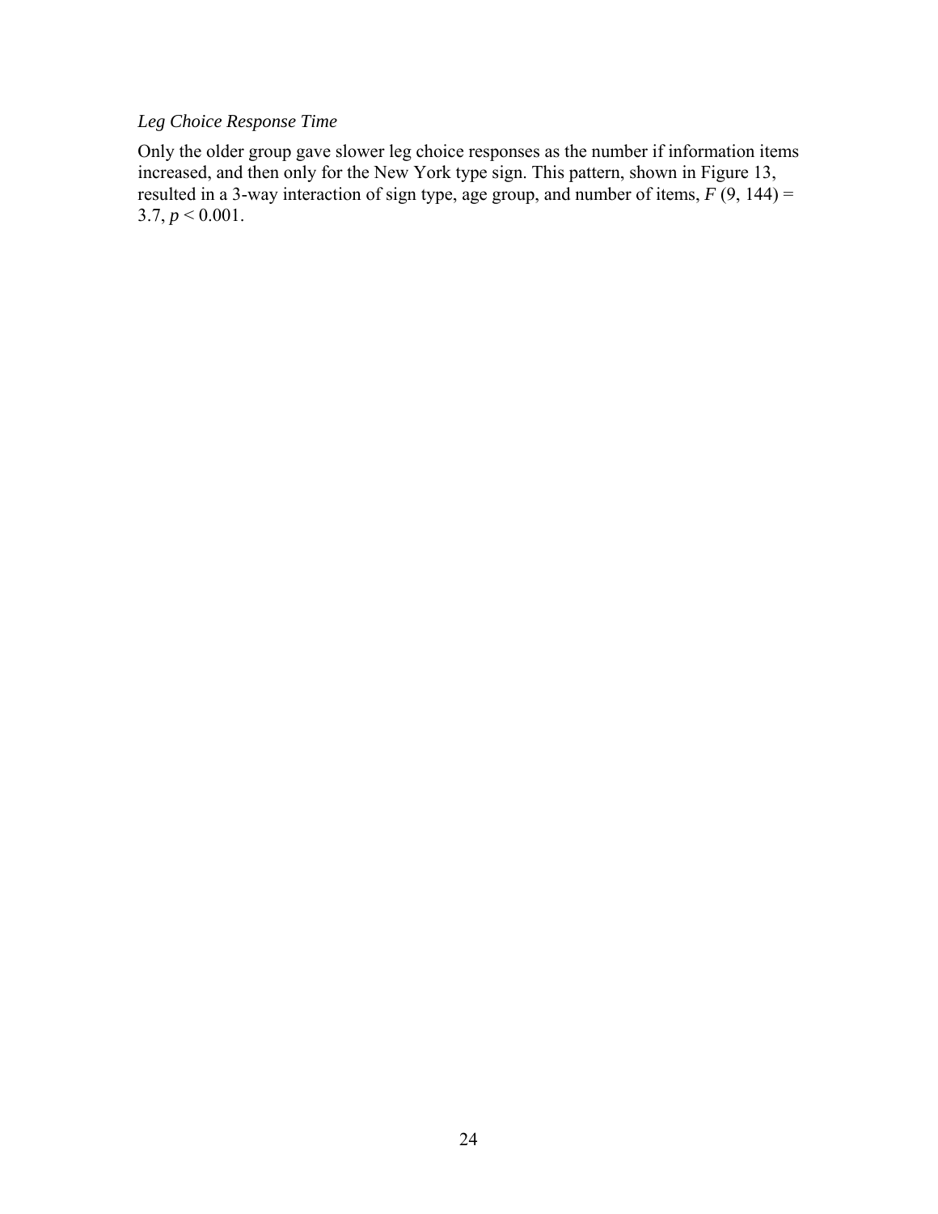*Leg Choice Response Time*

Only the older group gave slower leg choice responses as the number if information items increased, and then only for the New York type sign. This pattern, shown in Figure 13, resulted in a 3-way interaction of sign type, age group, and number of items, $F$ (9, 144) = 3.7, $p < 0.001$.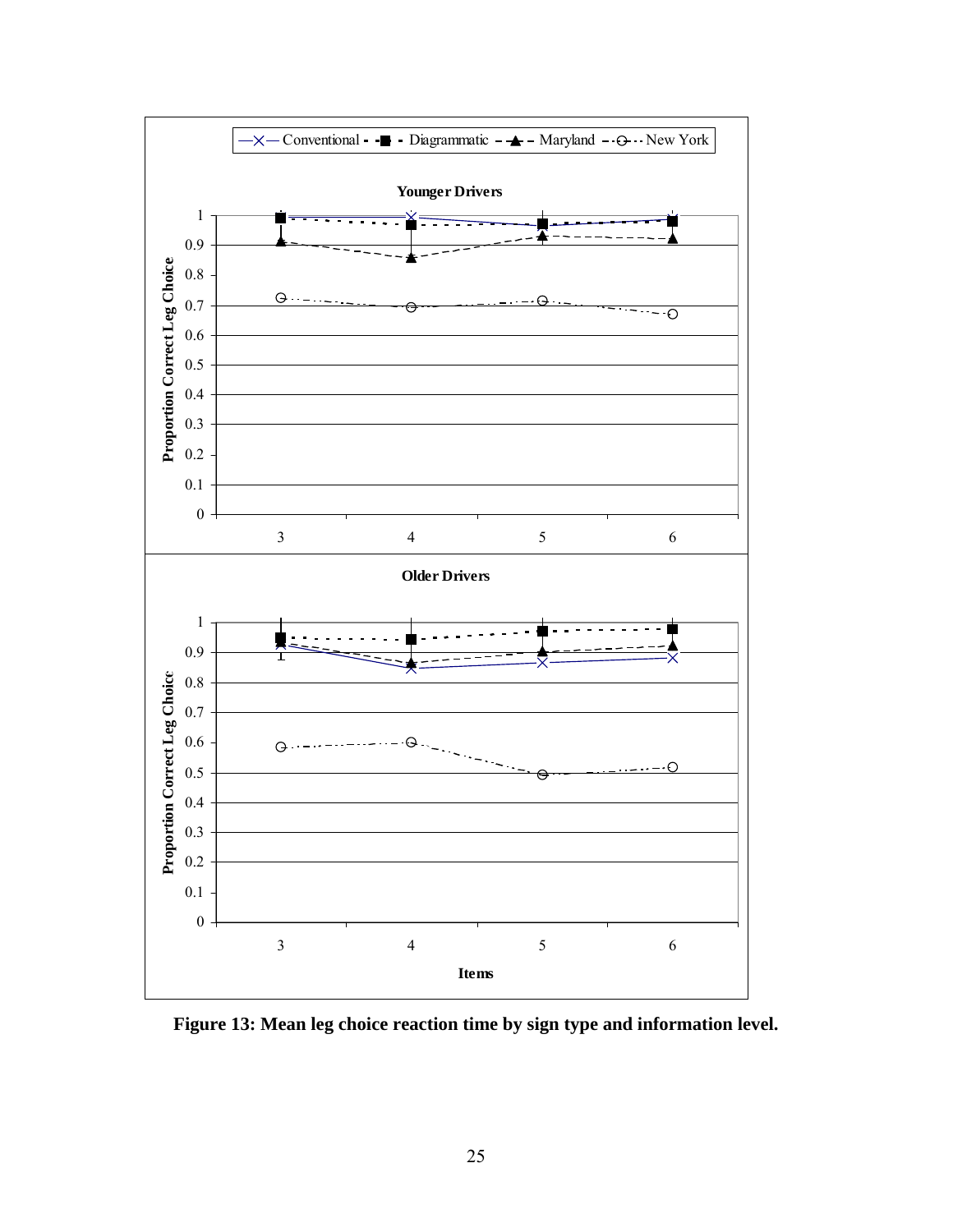—×— Conventional - -■- - Diagrammatic – –▲– – Maryland – ·○· · New York

Younger Drivers

Proportion Correct Leg Choice

1
0.9
0.8
0.7
0.6
0.5
0.4
0.3
0.2
0.1
0

3 4 5 6

Older Drivers

Proportion Correct Leg Choice

1
0.9
0.8
0.7
0.6
0.5
0.4
0.3
0.2
0.1
0

3 4 5 6

Items

**Figure 13: Mean leg choice reaction time by sign type and information level.**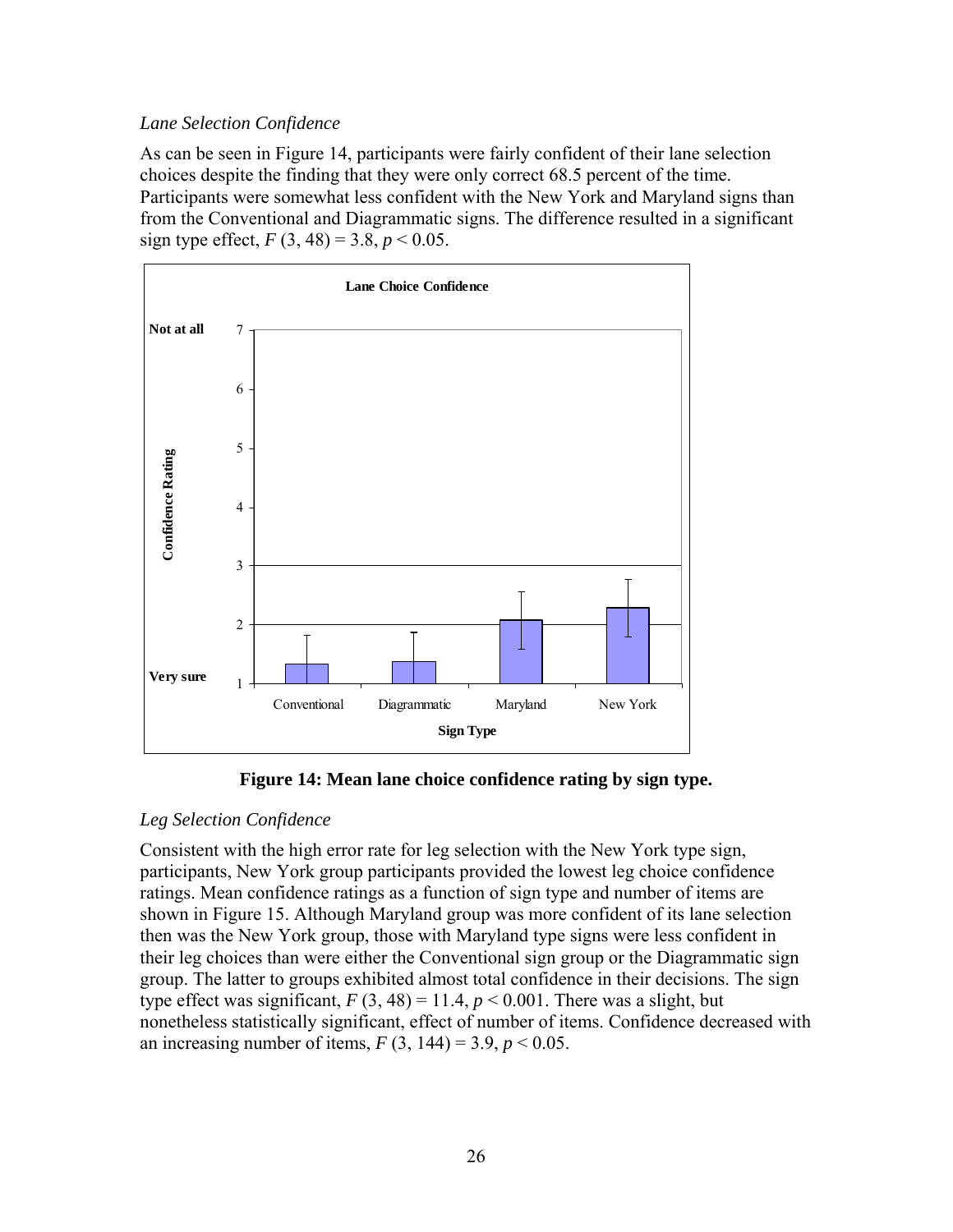*Lane Selection Confidence*

As can be seen in Figure 14, participants were fairly confident of their lane selection choices despite the finding that they were only correct 68.5 percent of the time. Participants were somewhat less confident with the New York and Maryland signs than from the Conventional and Diagrammatic signs. The difference resulted in a significant sign type effect, $F(3, 48) = 3.8$, $p < 0.05$.

Lane Choice Confidence

Not at all

7

6

5

4

3

2

Very sure

1

Confidence Rating

Conventional

Diagrammatic

Maryland

New York

Sign Type

**Figure 14: Mean lane choice confidence rating by sign type.**

*Leg Selection Confidence*

Consistent with the high error rate for leg selection with the New York type sign, participants, New York group participants provided the lowest leg choice confidence ratings. Mean confidence ratings as a function of sign type and number of items are shown in Figure 15. Although Maryland group was more confident of its lane selection then was the New York group, those with Maryland type signs were less confident in their leg choices than were either the Conventional sign group or the Diagrammatic sign group. The latter to groups exhibited almost total confidence in their decisions. The sign type effect was significant, $F(3, 48) = 11.4$, $p < 0.001$. There was a slight, but nonetheless statistically significant, effect of number of items. Confidence decreased with an increasing number of items, $F(3, 144) = 3.9$, $p < 0.05$.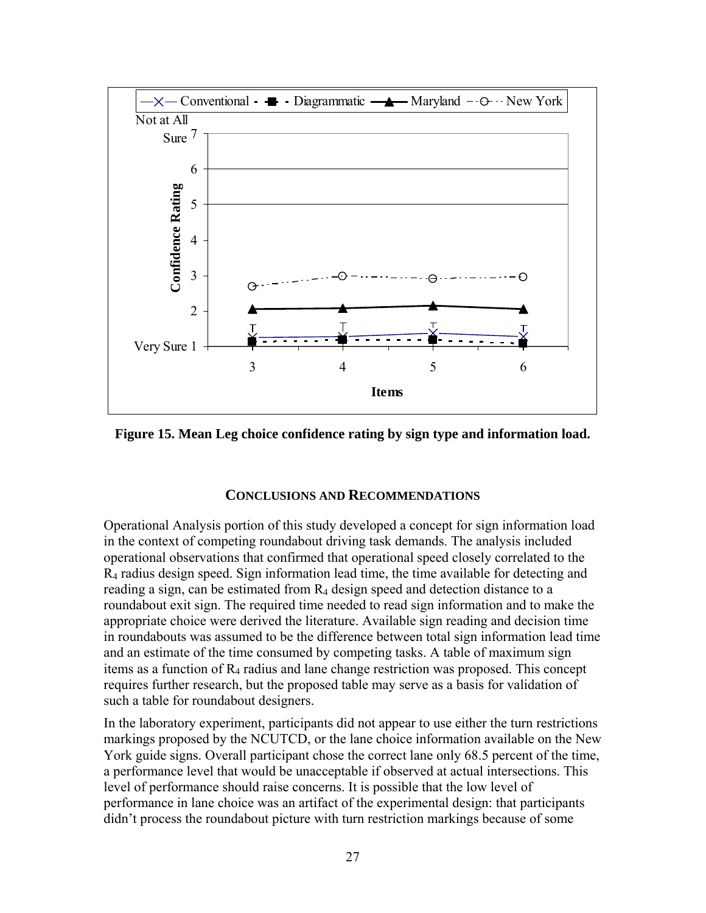—×— Conventional - ■ - Diagrammatic —▲— Maryland - -○- - New York

Not at All Sure 7

6

5

4

3

2

Very Sure 1

Confidence Rating

3 4 5 6

Items

**Figure 15. Mean Leg choice confidence rating by sign type and information load.**

## CONCLUSIONS AND RECOMMENDATIONS

Operational Analysis portion of this study developed a concept for sign information load in the context of competing roundabout driving task demands. The analysis included operational observations that confirmed that operational speed closely correlated to the $R_4$ radius design speed. Sign information lead time, the time available for detecting and reading a sign, can be estimated from $R_4$ design speed and detection distance to a roundabout exit sign. The required time needed to read sign information and to make the appropriate choice were derived the literature. Available sign reading and decision time in roundabouts was assumed to be the difference between total sign information lead time and an estimate of the time consumed by competing tasks. A table of maximum sign items as a function of $R_4$ radius and lane change restriction was proposed. This concept requires further research, but the proposed table may serve as a basis for validation of such a table for roundabout designers.

In the laboratory experiment, participants did not appear to use either the turn restrictions markings proposed by the NCUTCD, or the lane choice information available on the New York guide signs. Overall participant chose the correct lane only 68.5 percent of the time, a performance level that would be unacceptable if observed at actual intersections. This level of performance should raise concerns. It is possible that the low level of performance in lane choice was an artifact of the experimental design: that participants didn't process the roundabout picture with turn restriction markings because of some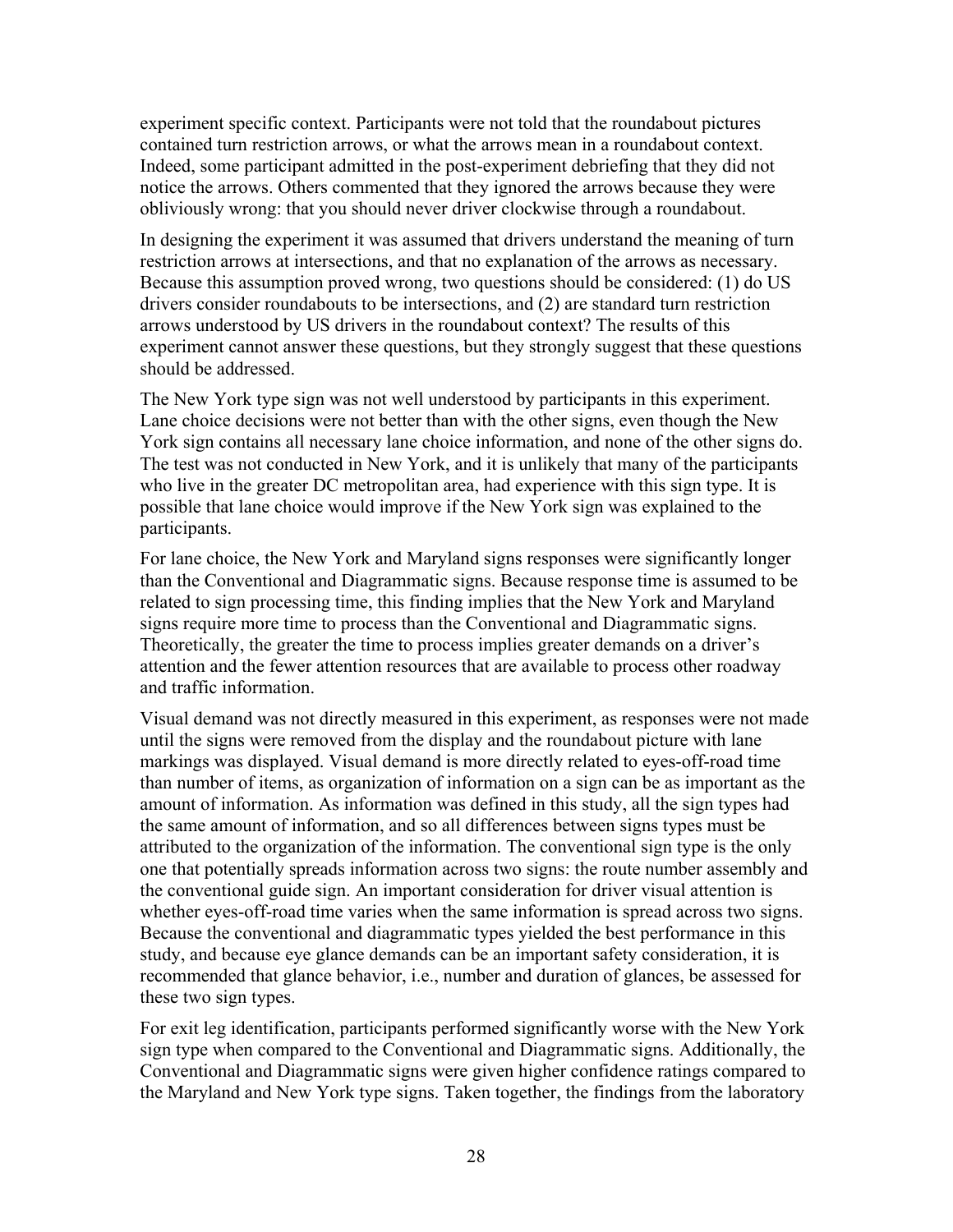experiment specific context. Participants were not told that the roundabout pictures contained turn restriction arrows, or what the arrows mean in a roundabout context. Indeed, some participant admitted in the post-experiment debriefing that they did not notice the arrows. Others commented that they ignored the arrows because they were obliviously wrong: that you should never driver clockwise through a roundabout.

In designing the experiment it was assumed that drivers understand the meaning of turn restriction arrows at intersections, and that no explanation of the arrows as necessary. Because this assumption proved wrong, two questions should be considered: (1) do US drivers consider roundabouts to be intersections, and (2) are standard turn restriction arrows understood by US drivers in the roundabout context? The results of this experiment cannot answer these questions, but they strongly suggest that these questions should be addressed.

The New York type sign was not well understood by participants in this experiment. Lane choice decisions were not better than with the other signs, even though the New York sign contains all necessary lane choice information, and none of the other signs do. The test was not conducted in New York, and it is unlikely that many of the participants who live in the greater DC metropolitan area, had experience with this sign type. It is possible that lane choice would improve if the New York sign was explained to the participants.

For lane choice, the New York and Maryland signs responses were significantly longer than the Conventional and Diagrammatic signs. Because response time is assumed to be related to sign processing time, this finding implies that the New York and Maryland signs require more time to process than the Conventional and Diagrammatic signs. Theoretically, the greater the time to process implies greater demands on a driver's attention and the fewer attention resources that are available to process other roadway and traffic information.

Visual demand was not directly measured in this experiment, as responses were not made until the signs were removed from the display and the roundabout picture with lane markings was displayed. Visual demand is more directly related to eyes-off-road time than number of items, as organization of information on a sign can be as important as the amount of information. As information was defined in this study, all the sign types had the same amount of information, and so all differences between signs types must be attributed to the organization of the information. The conventional sign type is the only one that potentially spreads information across two signs: the route number assembly and the conventional guide sign. An important consideration for driver visual attention is whether eyes-off-road time varies when the same information is spread across two signs. Because the conventional and diagrammatic types yielded the best performance in this study, and because eye glance demands can be an important safety consideration, it is recommended that glance behavior, i.e., number and duration of glances, be assessed for these two sign types.

For exit leg identification, participants performed significantly worse with the New York sign type when compared to the Conventional and Diagrammatic signs. Additionally, the Conventional and Diagrammatic signs were given higher confidence ratings compared to the Maryland and New York type signs. Taken together, the findings from the laboratory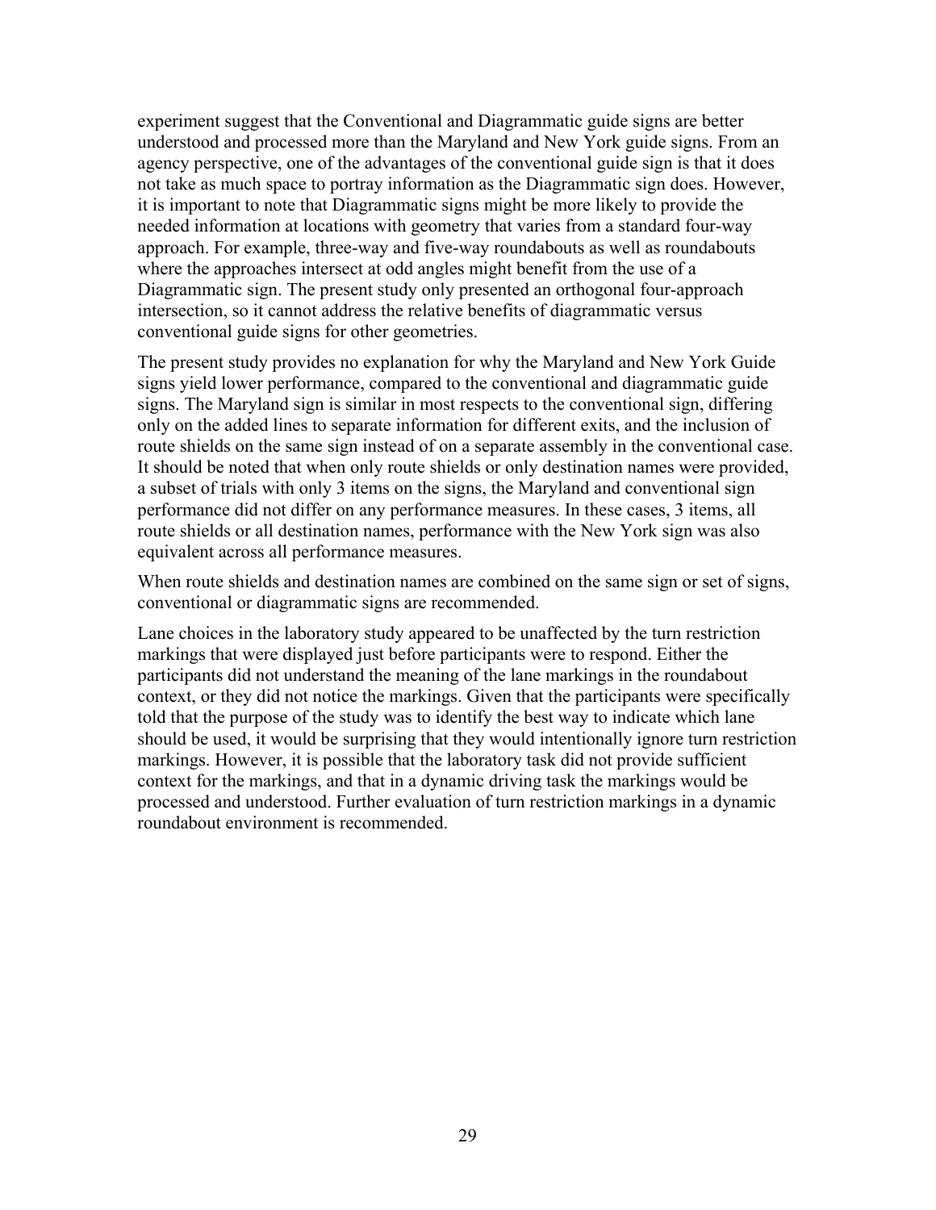experiment suggest that the Conventional and Diagrammatic guide signs are better understood and processed more than the Maryland and New York guide signs. From an agency perspective, one of the advantages of the conventional guide sign is that it does not take as much space to portray information as the Diagrammatic sign does. However, it is important to note that Diagrammatic signs might be more likely to provide the needed information at locations with geometry that varies from a standard four-way approach. For example, three-way and five-way roundabouts as well as roundabouts where the approaches intersect at odd angles might benefit from the use of a Diagrammatic sign. The present study only presented an orthogonal four-approach intersection, so it cannot address the relative benefits of diagrammatic versus conventional guide signs for other geometries.

The present study provides no explanation for why the Maryland and New York Guide signs yield lower performance, compared to the conventional and diagrammatic guide signs. The Maryland sign is similar in most respects to the conventional sign, differing only on the added lines to separate information for different exits, and the inclusion of route shields on the same sign instead of on a separate assembly in the conventional case. It should be noted that when only route shields or only destination names were provided, a subset of trials with only 3 items on the signs, the Maryland and conventional sign performance did not differ on any performance measures. In these cases, 3 items, all route shields or all destination names, performance with the New York sign was also equivalent across all performance measures.

When route shields and destination names are combined on the same sign or set of signs, conventional or diagrammatic signs are recommended.

Lane choices in the laboratory study appeared to be unaffected by the turn restriction markings that were displayed just before participants were to respond. Either the participants did not understand the meaning of the lane markings in the roundabout context, or they did not notice the markings. Given that the participants were specifically told that the purpose of the study was to identify the best way to indicate which lane should be used, it would be surprising that they would intentionally ignore turn restriction markings. However, it is possible that the laboratory task did not provide sufficient context for the markings, and that in a dynamic driving task the markings would be processed and understood. Further evaluation of turn restriction markings in a dynamic roundabout environment is recommended.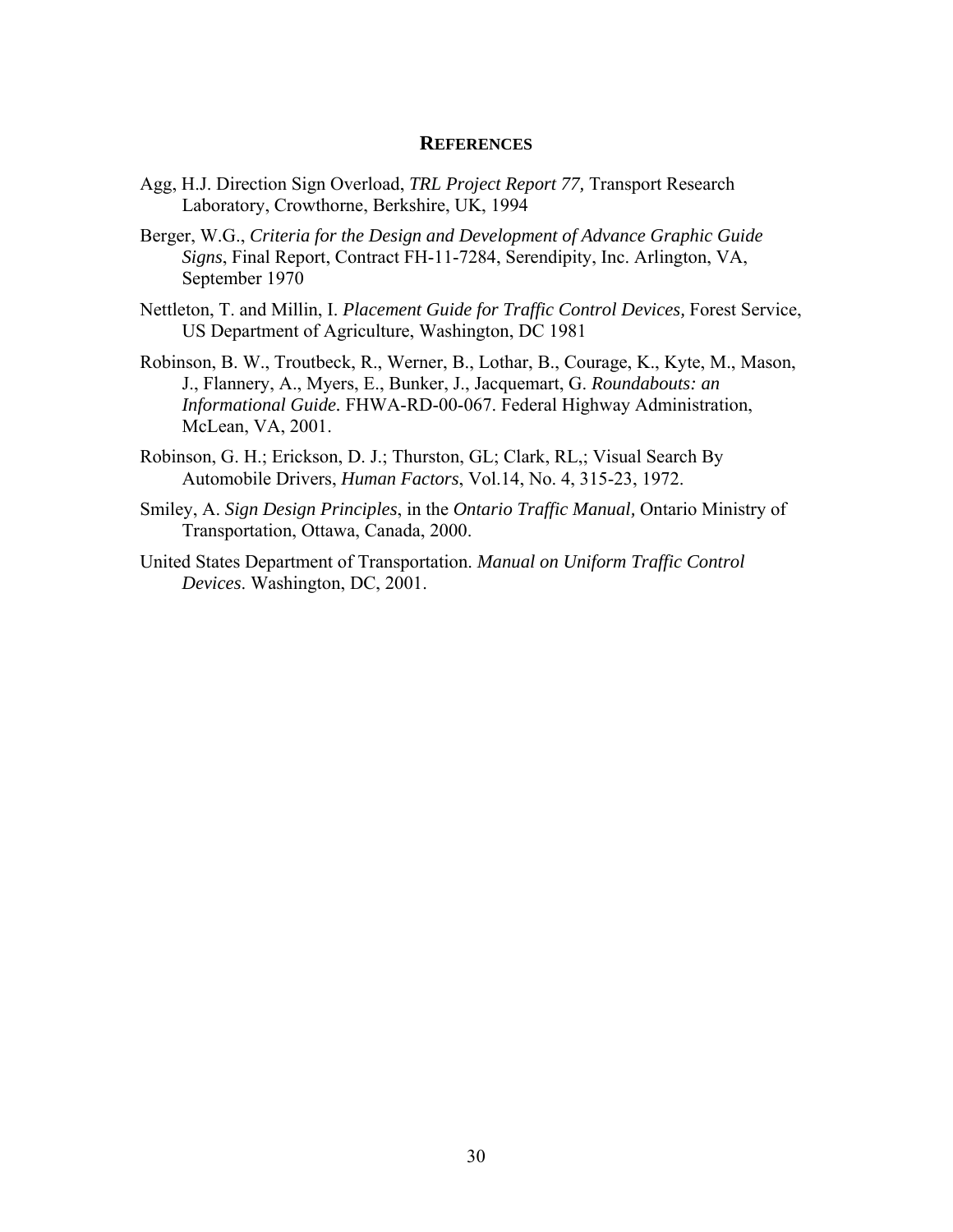## REFERENCES

Agg, H.J. Direction Sign Overload, *TRL Project Report 77,* Transport Research Laboratory, Crowthorne, Berkshire, UK, 1994

Berger, W.G., *Criteria for the Design and Development of Advance Graphic Guide Signs*, Final Report, Contract FH-11-7284, Serendipity, Inc. Arlington, VA, September 1970

Nettleton, T. and Millin, I. *Placement Guide for Traffic Control Devices,* Forest Service, US Department of Agriculture, Washington, DC 1981

Robinson, B. W., Troutbeck, R., Werner, B., Lothar, B., Courage, K., Kyte, M., Mason, J., Flannery, A., Myers, E., Bunker, J., Jacquemart, G. *Roundabouts: an Informational Guide.* FHWA-RD-00-067. Federal Highway Administration, McLean, VA, 2001.

Robinson, G. H.; Erickson, D. J.; Thurston, GL; Clark, RL,; Visual Search By Automobile Drivers, *Human Factors*, Vol.14, No. 4, 315-23, 1972.

Smiley, A. *Sign Design Principles*, in the *Ontario Traffic Manual,* Ontario Ministry of Transportation, Ottawa, Canada, 2000.

United States Department of Transportation. *Manual on Uniform Traffic Control Devices.* Washington, DC, 2001.